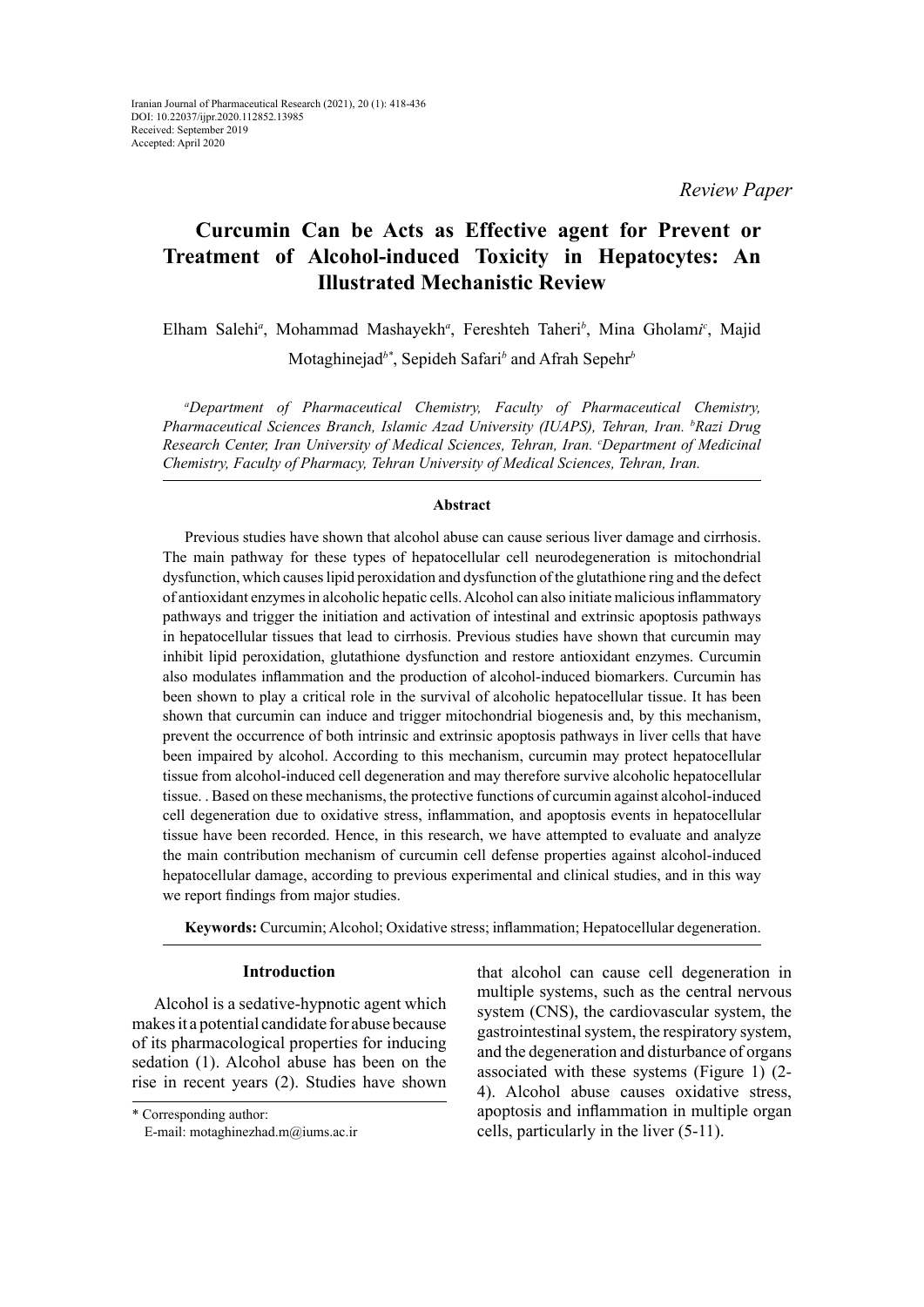Iranian Journal of Pharmaceutical Research (2021), 20 (1): 418-436
DOI: 10.22037/ijpr.2020.112852.13985
Received: September 2019
Accepted: April 2020

*Review Paper*

# Curcumin Can be Acts as Effective agent for Prevent or Treatment of Alcohol-induced Toxicity in Hepatocytes: An Illustrated Mechanistic Review

Elham Salehi[a], Mohammad Mashayekh[a], Fereshteh Taheri[b], Mina Gholami[c], Majid Motaghinejad[b*], Sepideh Safari[b] and Afrah Sepehr[b]

*[a]Department of Pharmaceutical Chemistry, Faculty of Pharmaceutical Chemistry, Pharmaceutical Sciences Branch, Islamic Azad University (IUAPS), Tehran, Iran. [b]Razi Drug Research Center, Iran University of Medical Sciences, Tehran, Iran. [c]Department of Medicinal Chemistry, Faculty of Pharmacy, Tehran University of Medical Sciences, Tehran, Iran.*

## Abstract

Previous studies have shown that alcohol abuse can cause serious liver damage and cirrhosis. The main pathway for these types of hepatocellular cell neurodegeneration is mitochondrial dysfunction, which causes lipid peroxidation and dysfunction of the glutathione ring and the defect of antioxidant enzymes in alcoholic hepatic cells. Alcohol can also initiate malicious inflammatory pathways and trigger the initiation and activation of intestinal and extrinsic apoptosis pathways in hepatocellular tissues that lead to cirrhosis. Previous studies have shown that curcumin may inhibit lipid peroxidation, glutathione dysfunction and restore antioxidant enzymes. Curcumin also modulates inflammation and the production of alcohol-induced biomarkers. Curcumin has been shown to play a critical role in the survival of alcoholic hepatocellular tissue. It has been shown that curcumin can induce and trigger mitochondrial biogenesis and, by this mechanism, prevent the occurrence of both intrinsic and extrinsic apoptosis pathways in liver cells that have been impaired by alcohol. According to this mechanism, curcumin may protect hepatocellular tissue from alcohol-induced cell degeneration and may therefore survive alcoholic hepatocellular tissue. . Based on these mechanisms, the protective functions of curcumin against alcohol-induced cell degeneration due to oxidative stress, inflammation, and apoptosis events in hepatocellular tissue have been recorded. Hence, in this research, we have attempted to evaluate and analyze the main contribution mechanism of curcumin cell defense properties against alcohol-induced hepatocellular damage, according to previous experimental and clinical studies, and in this way we report findings from major studies.

**Keywords:** Curcumin; Alcohol; Oxidative stress; inflammation; Hepatocellular degeneration.

## Introduction

Alcohol is a sedative-hypnotic agent which makes it a potential candidate for abuse because of its pharmacological properties for inducing sedation (1). Alcohol abuse has been on the rise in recent years (2). Studies have shown that alcohol can cause cell degeneration in multiple systems, such as the central nervous system (CNS), the cardiovascular system, the gastrointestinal system, the respiratory system, and the degeneration and disturbance of organs associated with these systems (Figure 1) (2-4). Alcohol abuse causes oxidative stress, apoptosis and inflammation in multiple organ cells, particularly in the liver (5-11).

\* Corresponding author:
E-mail: motaghinezhad.m@iums.ac.ir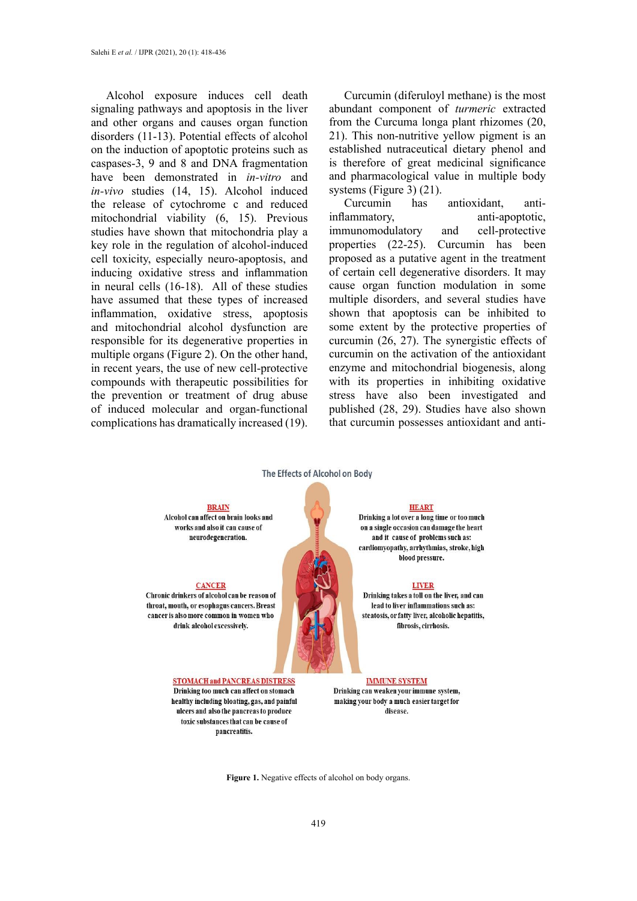Alcohol exposure induces cell death signaling pathways and apoptosis in the liver and other organs and causes organ function disorders (11-13). Potential effects of alcohol on the induction of apoptotic proteins such as caspases-3, 9 and 8 and DNA fragmentation have been demonstrated in *in-vitro* and *in-vivo* studies (14, 15). Alcohol induced the release of cytochrome c and reduced mitochondrial viability (6, 15). Previous studies have shown that mitochondria play a key role in the regulation of alcohol-induced cell toxicity, especially neuro-apoptosis, and inducing oxidative stress and inflammation in neural cells (16-18). All of these studies have assumed that these types of increased inflammation, oxidative stress, apoptosis and mitochondrial alcohol dysfunction are responsible for its degenerative properties in multiple organs (Figure 2). On the other hand, in recent years, the use of new cell-protective compounds with therapeutic possibilities for the prevention or treatment of drug abuse of induced molecular and organ-functional complications has dramatically increased (19).

Curcumin (diferuloyl methane) is the most abundant component of *turmeric* extracted from the Curcuma longa plant rhizomes (20, 21). This non-nutritive yellow pigment is an established nutraceutical dietary phenol and is therefore of great medicinal significance and pharmacological value in multiple body systems (Figure 3) (21).

Curcumin has antioxidant, anti-inflammatory, anti-apoptotic, immunomodulatory and cell-protective properties (22-25). Curcumin has been proposed as a putative agent in the treatment of certain cell degenerative disorders. It may cause organ function modulation in some multiple disorders, and several studies have shown that apoptosis can be inhibited to some extent by the protective properties of curcumin (26, 27). The synergistic effects of curcumin on the activation of the antioxidant enzyme and mitochondrial biogenesis, along with its properties in inhibiting oxidative stress have also been investigated and published (28, 29). Studies have also shown that curcumin possesses antioxidant and anti-

The Effects of Alcohol on Body

**BRAIN**
Alcohol can affect on brain looks and works and also it can cause of neurodegeneration.

**HEART**
Drinking a lot over a long time or too much on a single occasion can damage the heart and it cause of problems such as: cardiomyopathy, arrhythmias, stroke, high blood pressure.

**CANCER**
Chronic drinkers of alcohol can be reason of throat, mouth, or esophagus cancers. Breast cancer is also more common in women who drink alcohol excessively.

**LIVER**
Drinking takes a toll on the liver, and can lead to liver inflammations such as: steatosis, or fatty liver, alcoholic hepatitis, fibrosis, cirrhosis.

**STOMACH and PANCREAS DISTRESS**
Drinking too much can affect on stomach healthy including bloating, gas, and painful ulcers and also the pancreas to produce toxic substances that can be cause of pancreatitis.

**IMMUNE SYSTEM**
Drinking can weaken your immune system, making your body a much easier target for disease.

**Figure 1.** Negative effects of alcohol on body organs.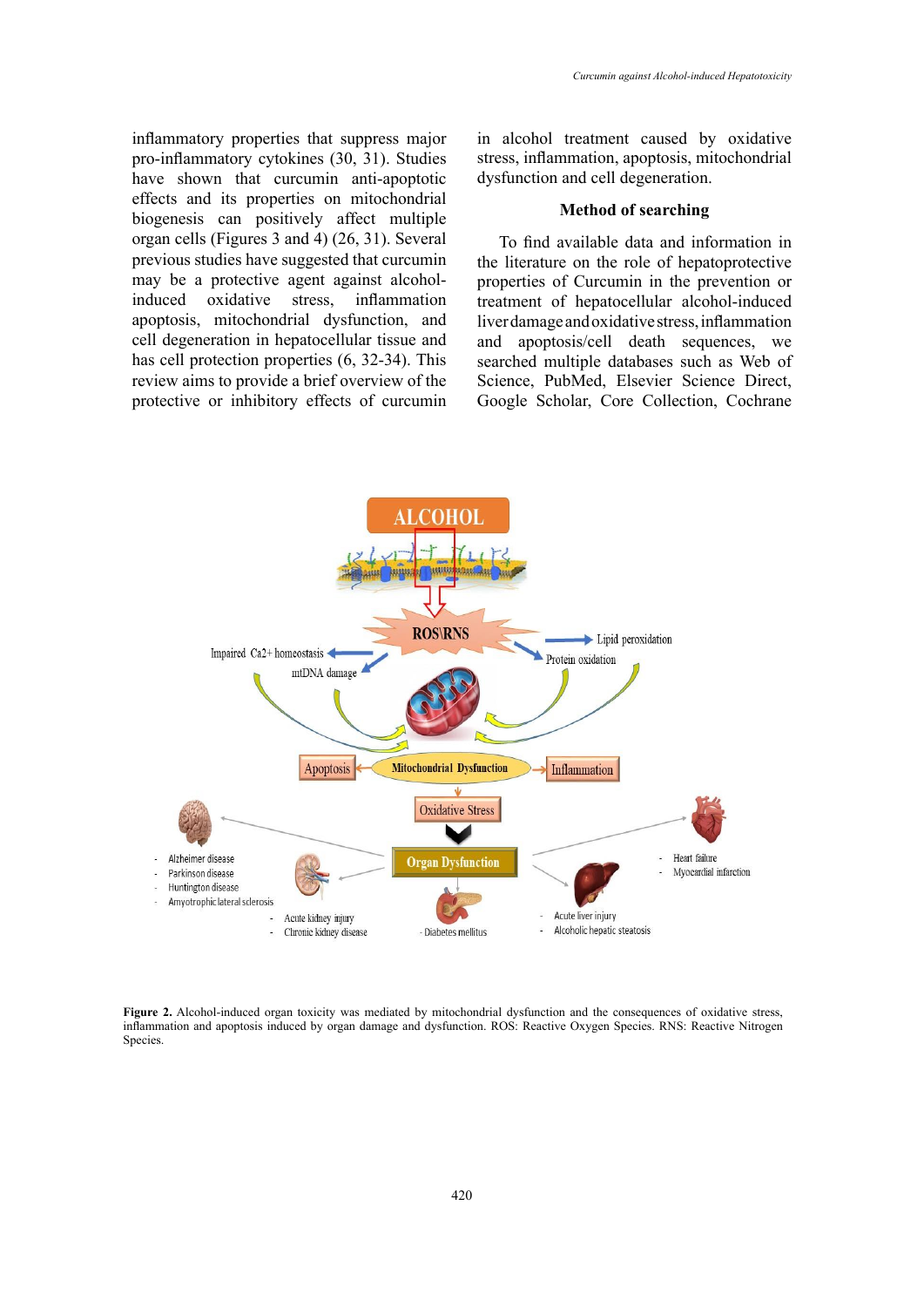inflammatory properties that suppress major pro-inflammatory cytokines (30, 31). Studies have shown that curcumin anti-apoptotic effects and its properties on mitochondrial biogenesis can positively affect multiple organ cells (Figures 3 and 4) (26, 31). Several previous studies have suggested that curcumin may be a protective agent against alcohol-induced oxidative stress, inflammation apoptosis, mitochondrial dysfunction, and cell degeneration in hepatocellular tissue and has cell protection properties (6, 32-34). This review aims to provide a brief overview of the protective or inhibitory effects of curcumin in alcohol treatment caused by oxidative stress, inflammation, apoptosis, mitochondrial dysfunction and cell degeneration.

## Method of searching

To find available data and information in the literature on the role of hepatoprotective properties of Curcumin in the prevention or treatment of hepatocellular alcohol-induced liver damage and oxidative stress, inflammation and apoptosis/cell death sequences, we searched multiple databases such as Web of Science, PubMed, Elsevier Science Direct, Google Scholar, Core Collection, Cochrane

**Figure 2.** Alcohol-induced organ toxicity was mediated by mitochondrial dysfunction and the consequences of oxidative stress, inflammation and apoptosis induced by organ damage and dysfunction. ROS: Reactive Oxygen Species. RNS: Reactive Nitrogen Species.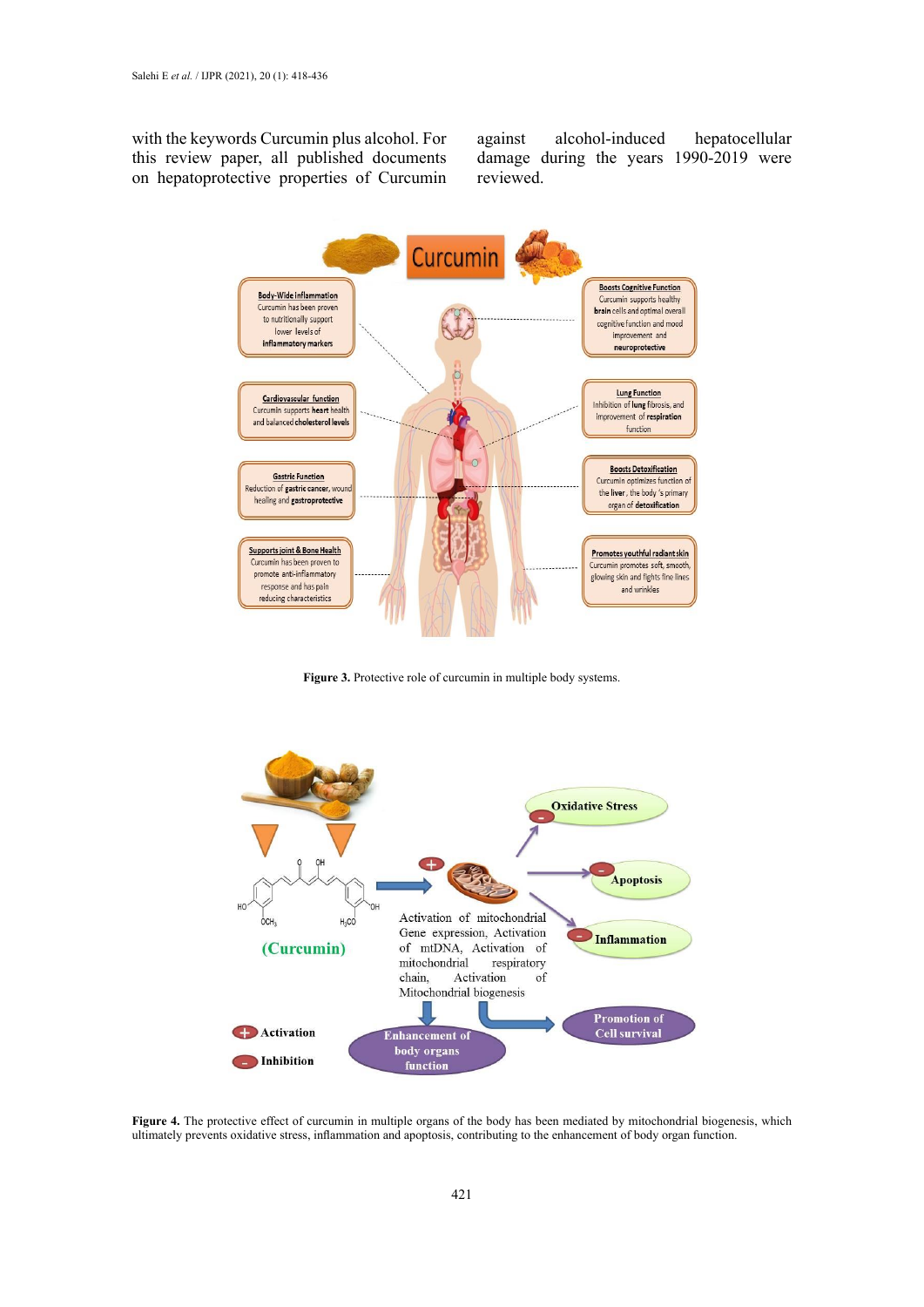with the keywords Curcumin plus alcohol. For this review paper, all published documents on hepatoprotective properties of Curcumin against alcohol-induced hepatocellular damage during the years 1990-2019 were reviewed.

**Figure 3.** Protective role of curcumin in multiple body systems.

**Figure 4.** The protective effect of curcumin in multiple organs of the body has been mediated by mitochondrial biogenesis, which ultimately prevents oxidative stress, inflammation and apoptosis, contributing to the enhancement of body organ function.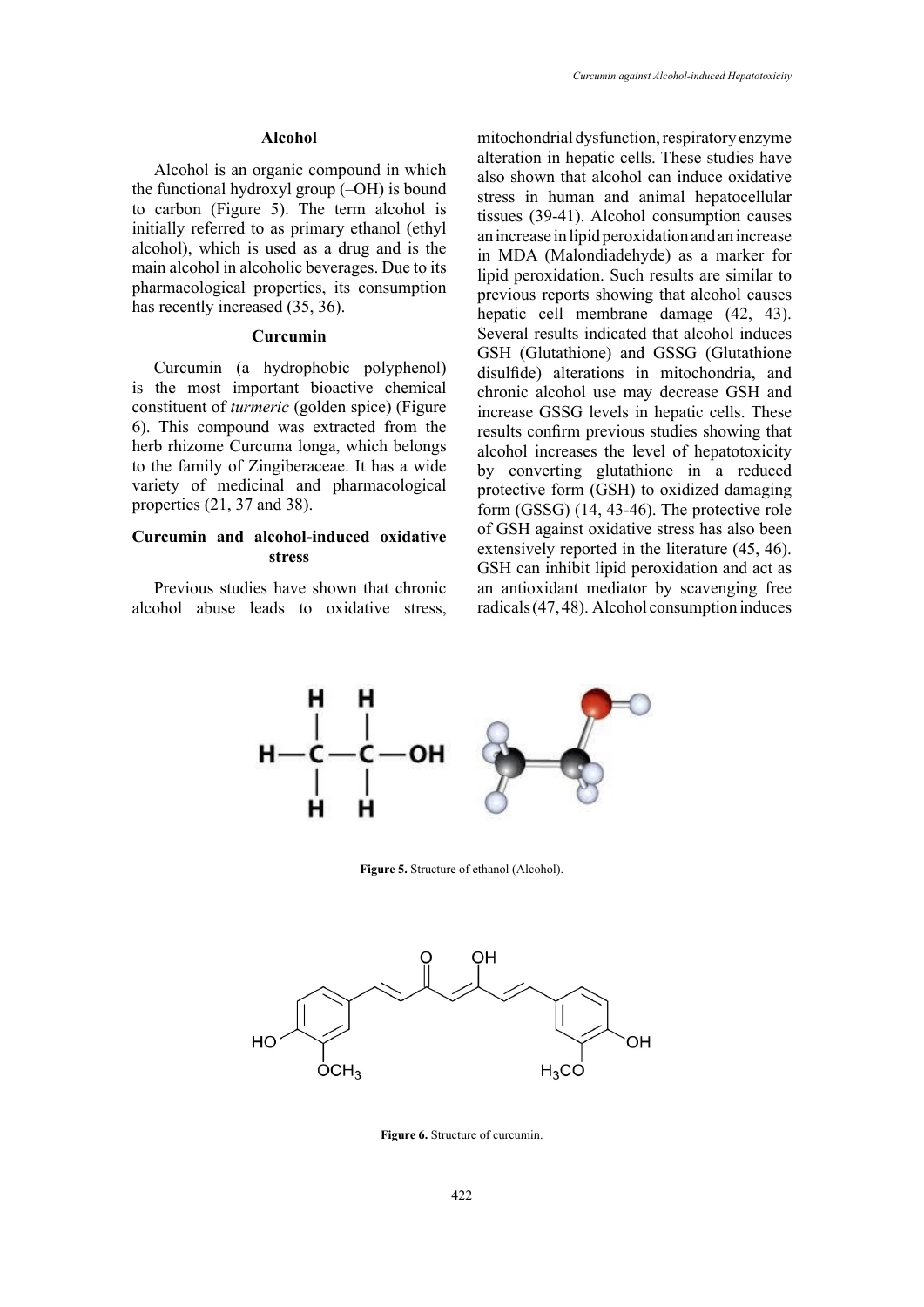### Alcohol

Alcohol is an organic compound in which the functional hydroxyl group (–OH) is bound to carbon (Figure 5). The term alcohol is initially referred to as primary ethanol (ethyl alcohol), which is used as a drug and is the main alcohol in alcoholic beverages. Due to its pharmacological properties, its consumption has recently increased (35, 36).

### Curcumin

Curcumin (a hydrophobic polyphenol) is the most important bioactive chemical constituent of *turmeric* (golden spice) (Figure 6). This compound was extracted from the herb rhizome Curcuma longa, which belongs to the family of Zingiberaceae. It has a wide variety of medicinal and pharmacological properties (21, 37 and 38).

### Curcumin and alcohol-induced oxidative stress

Previous studies have shown that chronic alcohol abuse leads to oxidative stress, mitochondrial dysfunction, respiratory enzyme alteration in hepatic cells. These studies have also shown that alcohol can induce oxidative stress in human and animal hepatocellular tissues (39-41). Alcohol consumption causes an increase in lipid peroxidation and an increase in MDA (Malondiadehyde) as a marker for lipid peroxidation. Such results are similar to previous reports showing that alcohol causes hepatic cell membrane damage (42, 43). Several results indicated that alcohol induces GSH (Glutathione) and GSSG (Glutathione disulfide) alterations in mitochondria, and chronic alcohol use may decrease GSH and increase GSSG levels in hepatic cells. These results confirm previous studies showing that alcohol increases the level of hepatotoxicity by converting glutathione in a reduced protective form (GSH) to oxidized damaging form (GSSG) (14, 43-46). The protective role of GSH against oxidative stress has also been extensively reported in the literature (45, 46). GSH can inhibit lipid peroxidation and act as an antioxidant mediator by scavenging free radicals (47, 48). Alcohol consumption induces

**Figure 5.** Structure of ethanol (Alcohol).

**Figure 6.** Structure of curcumin.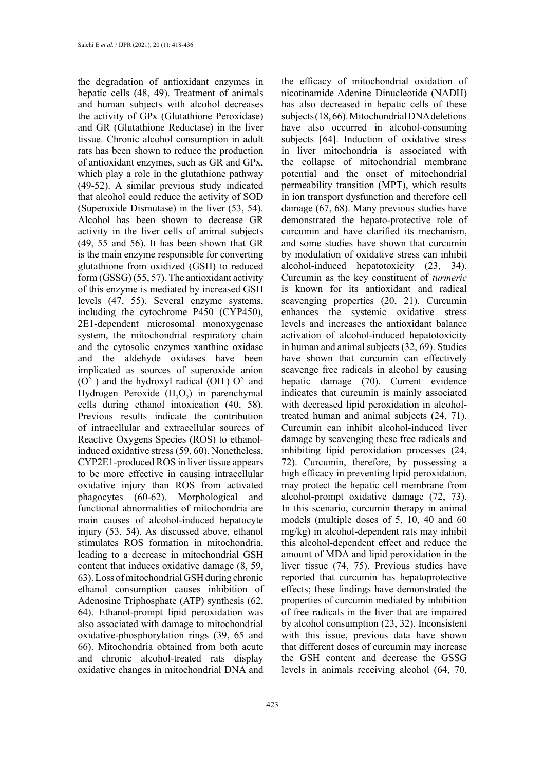the degradation of antioxidant enzymes in hepatic cells (48, 49). Treatment of animals and human subjects with alcohol decreases the activity of GPx (Glutathione Peroxidase) and GR (Glutathione Reductase) in the liver tissue. Chronic alcohol consumption in adult rats has been shown to reduce the production of antioxidant enzymes, such as GR and GPx, which play a role in the glutathione pathway (49-52). A similar previous study indicated that alcohol could reduce the activity of SOD (Superoxide Dismutase) in the liver (53, 54). Alcohol has been shown to decrease GR activity in the liver cells of animal subjects (49, 55 and 56). It has been shown that GR is the main enzyme responsible for converting glutathione from oxidized (GSH) to reduced form (GSSG) (55, 57). The antioxidant activity of this enzyme is mediated by increased GSH levels (47, 55). Several enzyme systems, including the cytochrome P450 (CYP450), 2E1-dependent microsomal monoxygenase system, the mitochondrial respiratory chain and the cytosolic enzymes xanthine oxidase and the aldehyde oxidases have been implicated as sources of superoxide anion ($O^{2-}$) and the hydroxyl radical ($OH^-$) $O^{2-}$ and Hydrogen Peroxide ($H_2O_2$) in parenchymal cells during ethanol intoxication (40, 58). Previous results indicate the contribution of intracellular and extracellular sources of Reactive Oxygens Species (ROS) to ethanol-induced oxidative stress (59, 60). Nonetheless, CYP2E1-produced ROS in liver tissue appears to be more effective in causing intracellular oxidative injury than ROS from activated phagocytes (60-62). Morphological and functional abnormalities of mitochondria are main causes of alcohol-induced hepatocyte injury (53, 54). As discussed above, ethanol stimulates ROS formation in mitochondria, leading to a decrease in mitochondrial GSH content that induces oxidative damage (8, 59, 63). Loss of mitochondrial GSH during chronic ethanol consumption causes inhibition of Adenosine Triphosphate (ATP) synthesis (62, 64). Ethanol-prompt lipid peroxidation was also associated with damage to mitochondrial oxidative-phosphorylation rings (39, 65 and 66). Mitochondria obtained from both acute and chronic alcohol-treated rats display oxidative changes in mitochondrial DNA and the efficacy of mitochondrial oxidation of nicotinamide Adenine Dinucleotide (NADH) has also decreased in hepatic cells of these subjects (18, 66). Mitochondrial DNA deletions have also occurred in alcohol-consuming subjects [64]. Induction of oxidative stress in liver mitochondria is associated with the collapse of mitochondrial membrane potential and the onset of mitochondrial permeability transition (MPT), which results in ion transport dysfunction and therefore cell damage (67, 68). Many previous studies have demonstrated the hepato-protective role of curcumin and have clarified its mechanism, and some studies have shown that curcumin by modulation of oxidative stress can inhibit alcohol-induced hepatotoxicity (23, 34). Curcumin as the key constituent of *turmeric* is known for its antioxidant and radical scavenging properties (20, 21). Curcumin enhances the systemic oxidative stress levels and increases the antioxidant balance activation of alcohol-induced hepatotoxicity in human and animal subjects (32, 69). Studies have shown that curcumin can effectively scavenge free radicals in alcohol by causing hepatic damage (70). Current evidence indicates that curcumin is mainly associated with decreased lipid peroxidation in alcohol-treated human and animal subjects (24, 71). Curcumin can inhibit alcohol-induced liver damage by scavenging these free radicals and inhibiting lipid peroxidation processes (24, 72). Curcumin, therefore, by possessing a high efficacy in preventing lipid peroxidation, may protect the hepatic cell membrane from alcohol-prompt oxidative damage (72, 73). In this scenario, curcumin therapy in animal models (multiple doses of 5, 10, 40 and 60 mg/kg) in alcohol-dependent rats may inhibit this alcohol-dependent effect and reduce the amount of MDA and lipid peroxidation in the liver tissue (74, 75). Previous studies have reported that curcumin has hepatoprotective effects; these findings have demonstrated the properties of curcumin mediated by inhibition of free radicals in the liver that are impaired by alcohol consumption (23, 32). Inconsistent with this issue, previous data have shown that different doses of curcumin may increase the GSH content and decrease the GSSG levels in animals receiving alcohol (64, 70,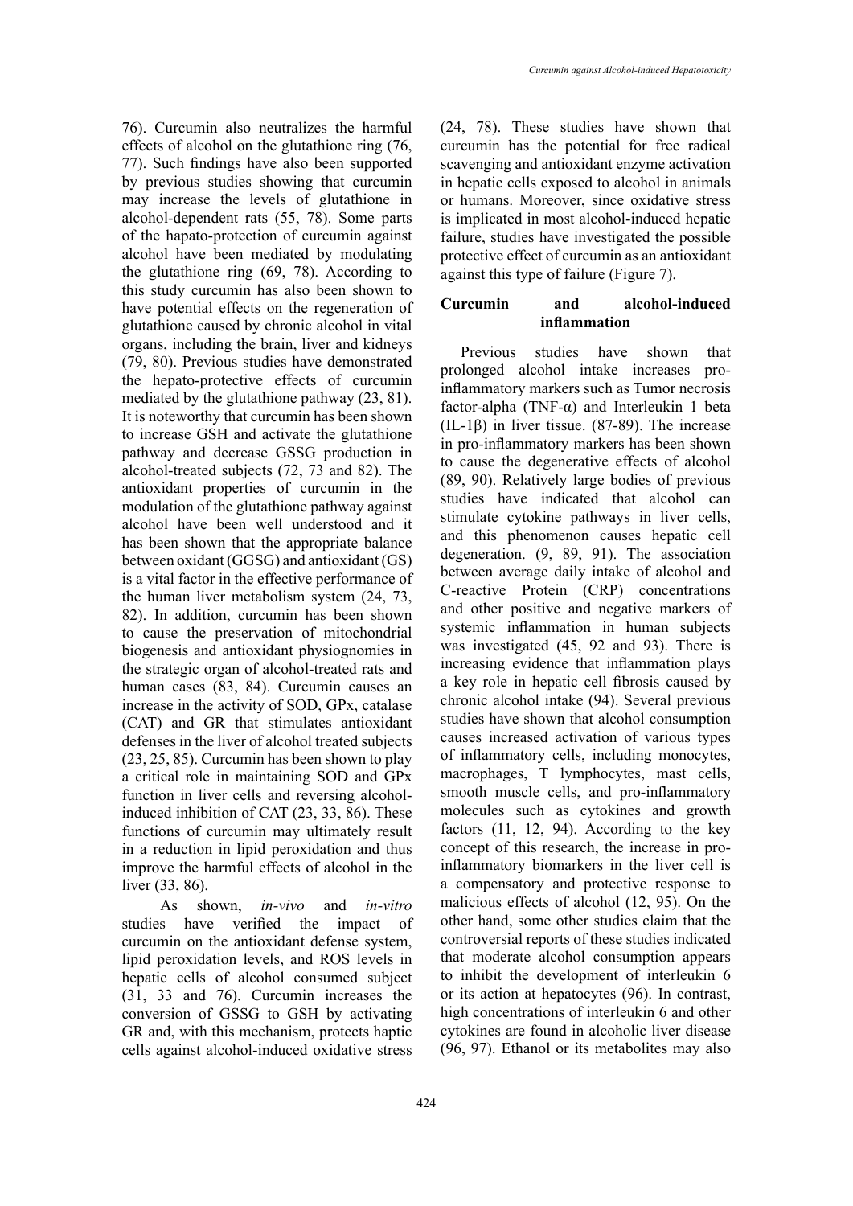76). Curcumin also neutralizes the harmful effects of alcohol on the glutathione ring (76, 77). Such findings have also been supported by previous studies showing that curcumin may increase the levels of glutathione in alcohol-dependent rats (55, 78). Some parts of the hapato-protection of curcumin against alcohol have been mediated by modulating the glutathione ring (69, 78). According to this study curcumin has also been shown to have potential effects on the regeneration of glutathione caused by chronic alcohol in vital organs, including the brain, liver and kidneys (79, 80). Previous studies have demonstrated the hepato-protective effects of curcumin mediated by the glutathione pathway (23, 81). It is noteworthy that curcumin has been shown to increase GSH and activate the glutathione pathway and decrease GSSG production in alcohol-treated subjects (72, 73 and 82). The antioxidant properties of curcumin in the modulation of the glutathione pathway against alcohol have been well understood and it has been shown that the appropriate balance between oxidant (GGSG) and antioxidant (GS) is a vital factor in the effective performance of the human liver metabolism system (24, 73, 82). In addition, curcumin has been shown to cause the preservation of mitochondrial biogenesis and antioxidant physiognomies in the strategic organ of alcohol-treated rats and human cases (83, 84). Curcumin causes an increase in the activity of SOD, GPx, catalase (CAT) and GR that stimulates antioxidant defenses in the liver of alcohol treated subjects (23, 25, 85). Curcumin has been shown to play a critical role in maintaining SOD and GPx function in liver cells and reversing alcohol-induced inhibition of CAT (23, 33, 86). These functions of curcumin may ultimately result in a reduction in lipid peroxidation and thus improve the harmful effects of alcohol in the liver (33, 86).

As shown, *in-vivo* and *in-vitro* studies have verified the impact of curcumin on the antioxidant defense system, lipid peroxidation levels, and ROS levels in hepatic cells of alcohol consumed subject (31, 33 and 76). Curcumin increases the conversion of GSSG to GSH by activating GR and, with this mechanism, protects haptic cells against alcohol-induced oxidative stress (24, 78). These studies have shown that curcumin has the potential for free radical scavenging and antioxidant enzyme activation in hepatic cells exposed to alcohol in animals or humans. Moreover, since oxidative stress is implicated in most alcohol-induced hepatic failure, studies have investigated the possible protective effect of curcumin as an antioxidant against this type of failure (Figure 7).

## Curcumin and alcohol-induced inflammation

Previous studies have shown that prolonged alcohol intake increases pro-inflammatory markers such as Tumor necrosis factor-alpha (TNF-α) and Interleukin 1 beta (IL-1β) in liver tissue. (87-89). The increase in pro-inflammatory markers has been shown to cause the degenerative effects of alcohol (89, 90). Relatively large bodies of previous studies have indicated that alcohol can stimulate cytokine pathways in liver cells, and this phenomenon causes hepatic cell degeneration. (9, 89, 91). The association between average daily intake of alcohol and C-reactive Protein (CRP) concentrations and other positive and negative markers of systemic inflammation in human subjects was investigated (45, 92 and 93). There is increasing evidence that inflammation plays a key role in hepatic cell fibrosis caused by chronic alcohol intake (94). Several previous studies have shown that alcohol consumption causes increased activation of various types of inflammatory cells, including monocytes, macrophages, T lymphocytes, mast cells, smooth muscle cells, and pro-inflammatory molecules such as cytokines and growth factors (11, 12, 94). According to the key concept of this research, the increase in pro-inflammatory biomarkers in the liver cell is a compensatory and protective response to malicious effects of alcohol (12, 95). On the other hand, some other studies claim that the controversial reports of these studies indicated that moderate alcohol consumption appears to inhibit the development of interleukin 6 or its action at hepatocytes (96). In contrast, high concentrations of interleukin 6 and other cytokines are found in alcoholic liver disease (96, 97). Ethanol or its metabolites may also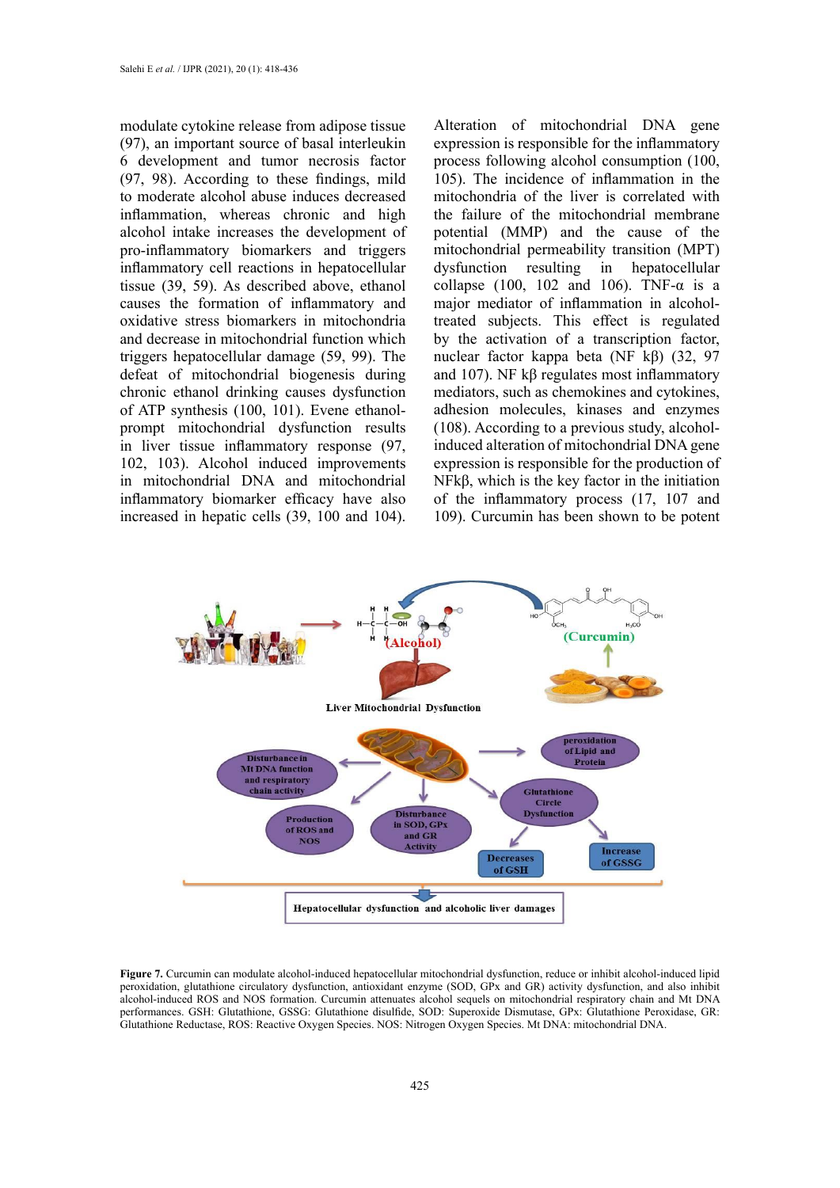modulate cytokine release from adipose tissue (97), an important source of basal interleukin 6 development and tumor necrosis factor (97, 98). According to these findings, mild to moderate alcohol abuse induces decreased inflammation, whereas chronic and high alcohol intake increases the development of pro-inflammatory biomarkers and triggers inflammatory cell reactions in hepatocellular tissue (39, 59). As described above, ethanol causes the formation of inflammatory and oxidative stress biomarkers in mitochondria and decrease in mitochondrial function which triggers hepatocellular damage (59, 99). The defeat of mitochondrial biogenesis during chronic ethanol drinking causes dysfunction of ATP synthesis (100, 101). Evene ethanol-prompt mitochondrial dysfunction results in liver tissue inflammatory response (97, 102, 103). Alcohol induced improvements in mitochondrial DNA and mitochondrial inflammatory biomarker efficacy have also increased in hepatic cells (39, 100 and 104). Alteration of mitochondrial DNA gene expression is responsible for the inflammatory process following alcohol consumption (100, 105). The incidence of inflammation in the mitochondria of the liver is correlated with the failure of the mitochondrial membrane potential (MMP) and the cause of the mitochondrial permeability transition (MPT) dysfunction resulting in hepatocellular collapse (100, 102 and 106). TNF-α is a major mediator of inflammation in alcohol-treated subjects. This effect is regulated by the activation of a transcription factor, nuclear factor kappa beta (NF kβ) (32, 97 and 107). NF kβ regulates most inflammatory mediators, such as chemokines and cytokines, adhesion molecules, kinases and enzymes (108). According to a previous study, alcohol-induced alteration of mitochondrial DNA gene expression is responsible for the production of NFkβ, which is the key factor in the initiation of the inflammatory process (17, 107 and 109). Curcumin has been shown to be potent

**Figure 7.** Curcumin can modulate alcohol-induced hepatocellular mitochondrial dysfunction, reduce or inhibit alcohol-induced lipid peroxidation, glutathione circulatory dysfunction, antioxidant enzyme (SOD, GPx and GR) activity dysfunction, and also inhibit alcohol-induced ROS and NOS formation. Curcumin attenuates alcohol sequels on mitochondrial respiratory chain and Mt DNA performances. GSH: Glutathione, GSSG: Glutathione disulfide, SOD: Superoxide Dismutase, GPx: Glutathione Peroxidase, GR: Glutathione Reductase, ROS: Reactive Oxygen Species. NOS: Nitrogen Oxygen Species. Mt DNA: mitochondrial DNA.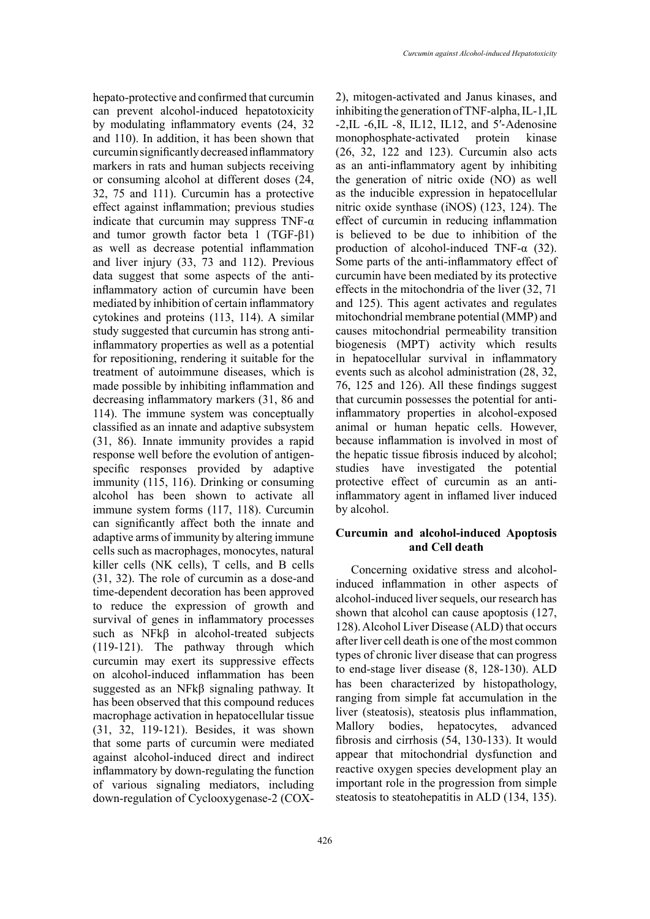hepato-protective and confirmed that curcumin can prevent alcohol-induced hepatotoxicity by modulating inflammatory events (24, 32 and 110). In addition, it has been shown that curcumin significantly decreased inflammatory markers in rats and human subjects receiving or consuming alcohol at different doses (24, 32, 75 and 111). Curcumin has a protective effect against inflammation; previous studies indicate that curcumin may suppress TNF-α and tumor growth factor beta 1 (TGF-β1) as well as decrease potential inflammation and liver injury (33, 73 and 112). Previous data suggest that some aspects of the anti-inflammatory action of curcumin have been mediated by inhibition of certain inflammatory cytokines and proteins (113, 114). A similar study suggested that curcumin has strong anti-inflammatory properties as well as a potential for repositioning, rendering it suitable for the treatment of autoimmune diseases, which is made possible by inhibiting inflammation and decreasing inflammatory markers (31, 86 and 114). The immune system was conceptually classified as an innate and adaptive subsystem (31, 86). Innate immunity provides a rapid response well before the evolution of antigen-specific responses provided by adaptive immunity (115, 116). Drinking or consuming alcohol has been shown to activate all immune system forms (117, 118). Curcumin can significantly affect both the innate and adaptive arms of immunity by altering immune cells such as macrophages, monocytes, natural killer cells (NK cells), T cells, and B cells (31, 32). The role of curcumin as a dose-and time-dependent decoration has been approved to reduce the expression of growth and survival of genes in inflammatory processes such as NFkβ in alcohol-treated subjects (119-121). The pathway through which curcumin may exert its suppressive effects on alcohol-induced inflammation has been suggested as an NFkβ signaling pathway. It has been observed that this compound reduces macrophage activation in hepatocellular tissue (31, 32, 119-121). Besides, it was shown that some parts of curcumin were mediated against alcohol-induced direct and indirect inflammatory by down-regulating the function of various signaling mediators, including down-regulation of Cyclooxygenase-2 (COX-2), mitogen-activated and Janus kinases, and inhibiting the generation of TNF-alpha, IL-1,IL -2,IL -6,IL -8, IL12, IL12, and 5′-Adenosine monophosphate-activated protein kinase (26, 32, 122 and 123). Curcumin also acts as an anti-inflammatory agent by inhibiting the generation of nitric oxide (NO) as well as the inducible expression in hepatocellular nitric oxide synthase (iNOS) (123, 124). The effect of curcumin in reducing inflammation is believed to be due to inhibition of the production of alcohol-induced TNF-α (32). Some parts of the anti-inflammatory effect of curcumin have been mediated by its protective effects in the mitochondria of the liver (32, 71 and 125). This agent activates and regulates mitochondrial membrane potential (MMP) and causes mitochondrial permeability transition biogenesis (MPT) activity which results in hepatocellular survival in inflammatory events such as alcohol administration (28, 32, 76, 125 and 126). All these findings suggest that curcumin possesses the potential for anti-inflammatory properties in alcohol-exposed animal or human hepatic cells. However, because inflammation is involved in most of the hepatic tissue fibrosis induced by alcohol; studies have investigated the potential protective effect of curcumin as an anti-inflammatory agent in inflamed liver induced by alcohol.

## Curcumin and alcohol-induced Apoptosis and Cell death

Concerning oxidative stress and alcohol-induced inflammation in other aspects of alcohol-induced liver sequels, our research has shown that alcohol can cause apoptosis (127, 128). Alcohol Liver Disease (ALD) that occurs after liver cell death is one of the most common types of chronic liver disease that can progress to end-stage liver disease (8, 128-130). ALD has been characterized by histopathology, ranging from simple fat accumulation in the liver (steatosis), steatosis plus inflammation, Mallory bodies, hepatocytes, advanced fibrosis and cirrhosis (54, 130-133). It would appear that mitochondrial dysfunction and reactive oxygen species development play an important role in the progression from simple steatosis to steatohepatitis in ALD (134, 135).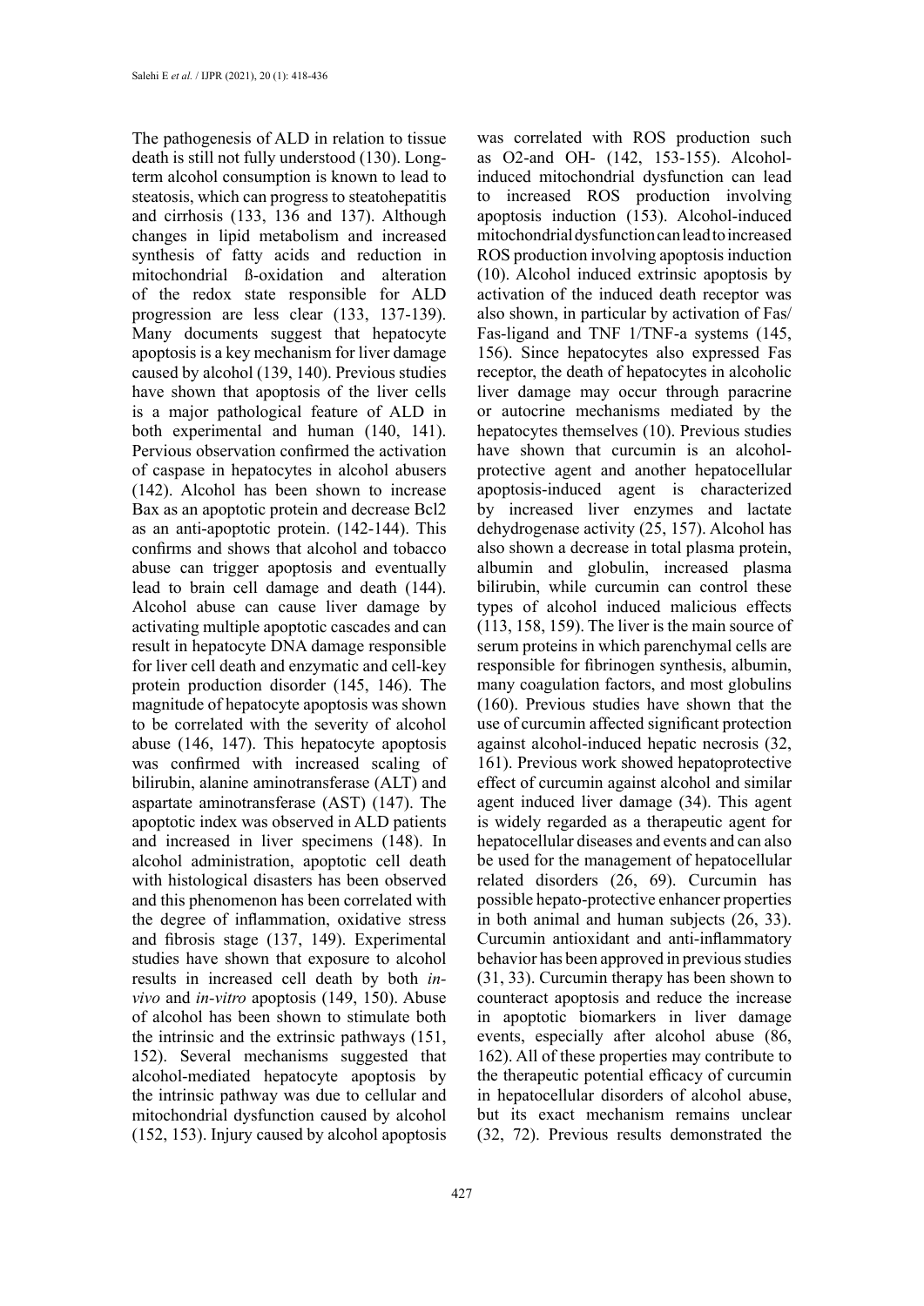The pathogenesis of ALD in relation to tissue death is still not fully understood (130). Long-term alcohol consumption is known to lead to steatosis, which can progress to steatohepatitis and cirrhosis (133, 136 and 137). Although changes in lipid metabolism and increased synthesis of fatty acids and reduction in mitochondrial ß-oxidation and alteration of the redox state responsible for ALD progression are less clear (133, 137-139). Many documents suggest that hepatocyte apoptosis is a key mechanism for liver damage caused by alcohol (139, 140). Previous studies have shown that apoptosis of the liver cells is a major pathological feature of ALD in both experimental and human (140, 141). Pervious observation confirmed the activation of caspase in hepatocytes in alcohol abusers (142). Alcohol has been shown to increase Bax as an apoptotic protein and decrease Bcl2 as an anti-apoptotic protein. (142-144). This confirms and shows that alcohol and tobacco abuse can trigger apoptosis and eventually lead to brain cell damage and death (144). Alcohol abuse can cause liver damage by activating multiple apoptotic cascades and can result in hepatocyte DNA damage responsible for liver cell death and enzymatic and cell-key protein production disorder (145, 146). The magnitude of hepatocyte apoptosis was shown to be correlated with the severity of alcohol abuse (146, 147). This hepatocyte apoptosis was confirmed with increased scaling of bilirubin, alanine aminotransferase (ALT) and aspartate aminotransferase (AST) (147). The apoptotic index was observed in ALD patients and increased in liver specimens (148). In alcohol administration, apoptotic cell death with histological disasters has been observed and this phenomenon has been correlated with the degree of inflammation, oxidative stress and fibrosis stage (137, 149). Experimental studies have shown that exposure to alcohol results in increased cell death by both *in-vivo* and *in-vitro* apoptosis (149, 150). Abuse of alcohol has been shown to stimulate both the intrinsic and the extrinsic pathways (151, 152). Several mechanisms suggested that alcohol-mediated hepatocyte apoptosis by the intrinsic pathway was due to cellular and mitochondrial dysfunction caused by alcohol (152, 153). Injury caused by alcohol apoptosis was correlated with ROS production such as O2-and OH- (142, 153-155). Alcohol-induced mitochondrial dysfunction can lead to increased ROS production involving apoptosis induction (153). Alcohol-induced mitochondrial dysfunction can lead to increased ROS production involving apoptosis induction (10). Alcohol induced extrinsic apoptosis by activation of the induced death receptor was also shown, in particular by activation of Fas/Fas-ligand and TNF 1/TNF-a systems (145, 156). Since hepatocytes also expressed Fas receptor, the death of hepatocytes in alcoholic liver damage may occur through paracrine or autocrine mechanisms mediated by the hepatocytes themselves (10). Previous studies have shown that curcumin is an alcohol-protective agent and another hepatocellular apoptosis-induced agent is characterized by increased liver enzymes and lactate dehydrogenase activity (25, 157). Alcohol has also shown a decrease in total plasma protein, albumin and globulin, increased plasma bilirubin, while curcumin can control these types of alcohol induced malicious effects (113, 158, 159). The liver is the main source of serum proteins in which parenchymal cells are responsible for fibrinogen synthesis, albumin, many coagulation factors, and most globulins (160). Previous studies have shown that the use of curcumin affected significant protection against alcohol-induced hepatic necrosis (32, 161). Previous work showed hepatoprotective effect of curcumin against alcohol and similar agent induced liver damage (34). This agent is widely regarded as a therapeutic agent for hepatocellular diseases and events and can also be used for the management of hepatocellular related disorders (26, 69). Curcumin has possible hepato-protective enhancer properties in both animal and human subjects (26, 33). Curcumin antioxidant and anti-inflammatory behavior has been approved in previous studies (31, 33). Curcumin therapy has been shown to counteract apoptosis and reduce the increase in apoptotic biomarkers in liver damage events, especially after alcohol abuse (86, 162). All of these properties may contribute to the therapeutic potential efficacy of curcumin in hepatocellular disorders of alcohol abuse, but its exact mechanism remains unclear (32, 72). Previous results demonstrated the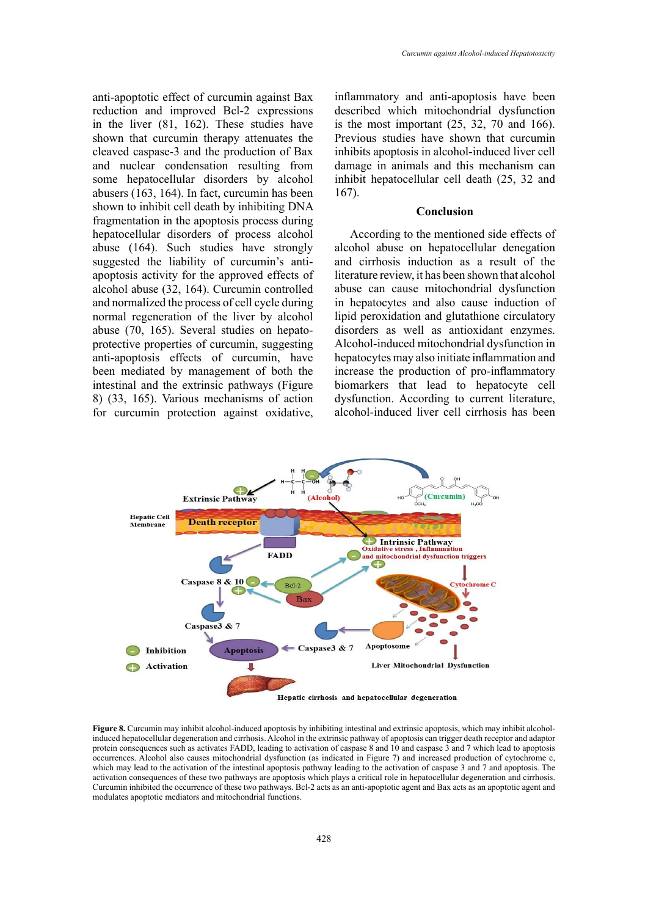anti-apoptotic effect of curcumin against Bax reduction and improved Bcl-2 expressions in the liver (81, 162). These studies have shown that curcumin therapy attenuates the cleaved caspase-3 and the production of Bax and nuclear condensation resulting from some hepatocellular disorders by alcohol abusers (163, 164). In fact, curcumin has been shown to inhibit cell death by inhibiting DNA fragmentation in the apoptosis process during hepatocellular disorders of process alcohol abuse (164). Such studies have strongly suggested the liability of curcumin's anti-apoptosis activity for the approved effects of alcohol abuse (32, 164). Curcumin controlled and normalized the process of cell cycle during normal regeneration of the liver by alcohol abuse (70, 165). Several studies on hepato-protective properties of curcumin, suggesting anti-apoptosis effects of curcumin, have been mediated by management of both the intestinal and the extrinsic pathways (Figure 8) (33, 165). Various mechanisms of action for curcumin protection against oxidative, inflammatory and anti-apoptosis have been described which mitochondrial dysfunction is the most important (25, 32, 70 and 166). Previous studies have shown that curcumin inhibits apoptosis in alcohol-induced liver cell damage in animals and this mechanism can inhibit hepatocellular cell death (25, 32 and 167).

## Conclusion

According to the mentioned side effects of alcohol abuse on hepatocellular denegation and curcumins induction as a result of the literature review, it has been shown that alcohol abuse can cause mitochondrial dysfunction in hepatocytes and also cause induction of lipid peroxidation and glutathione circulatory disorders as well as antioxidant enzymes. Alcohol-induced mitochondrial dysfunction in hepatocytes may also initiate inflammation and increase the production of pro-inflammatory biomarkers that lead to hepatocyte cell dysfunction. According to current literature, alcohol-induced liver cell cirrhosis has been

**Figure 8.** Curcumin may inhibit alcohol-induced apoptosis by inhibiting intestinal and extrinsic apoptosis, which may inhibit alcohol-induced hepatocellular degeneration and cirrhosis. Alcohol in the extrinsic pathway of apoptosis can trigger death receptor and adaptor protein consequences such as activates FADD, leading to activation of caspase 8 and 10 and caspase 3 and 7 which lead to apoptosis occurrences. Alcohol also causes mitochondrial dysfunction (as indicated in Figure 7) and increased production of cytochrome c, which may lead to the activation of the intestinal apoptosis pathway leading to the activation of caspase 3 and 7 and apoptosis. The activation consequences of these two pathways are apoptosis which plays a critical role in hepatocellular degeneration and cirrhosis. Curcumin inhibited the occurrence of these two pathways. Bcl-2 acts as an anti-apoptotic agent and Bax acts as an apoptotic agent and modulates apoptotic mediators and mitochondrial functions.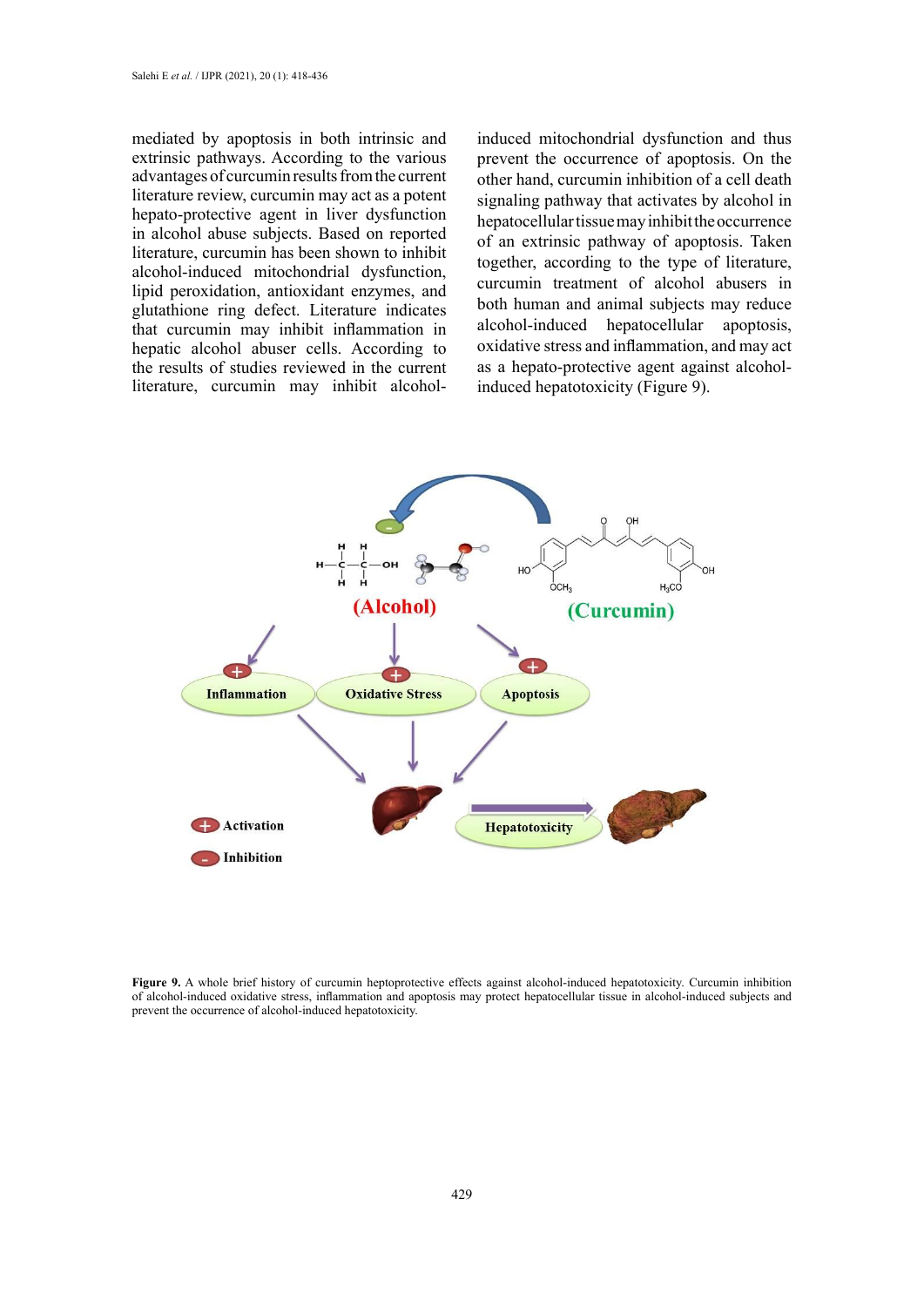mediated by apoptosis in both intrinsic and extrinsic pathways. According to the various advantages of curcumin results from the current literature review, curcumin may act as a potent hepato-protective agent in liver dysfunction in alcohol abuse subjects. Based on reported literature, curcumin has been shown to inhibit alcohol-induced mitochondrial dysfunction, lipid peroxidation, antioxidant enzymes, and glutathione ring defect. Literature indicates that curcumin may inhibit inflammation in hepatic alcohol abuser cells. According to the results of studies reviewed in the current literature, curcumin may inhibit alcohol-induced mitochondrial dysfunction and thus prevent the occurrence of apoptosis. On the other hand, curcumin inhibition of a cell death signaling pathway that activates by alcohol in hepatocellular tissue may inhibit the occurrence of an extrinsic pathway of apoptosis. Taken together, according to the type of literature, curcumin treatment of alcohol abusers in both human and animal subjects may reduce alcohol-induced hepatocellular apoptosis, oxidative stress and inflammation, and may act as a hepato-protective agent against alcohol-induced hepatotoxicity (Figure 9).

**Figure 9.** A whole brief history of curcumin heptoprotective effects against alcohol-induced hepatotoxicity. Curcumin inhibition of alcohol-induced oxidative stress, inflammation and apoptosis may protect hepatocellular tissue in alcohol-induced subjects and prevent the occurrence of alcohol-induced hepatotoxicity.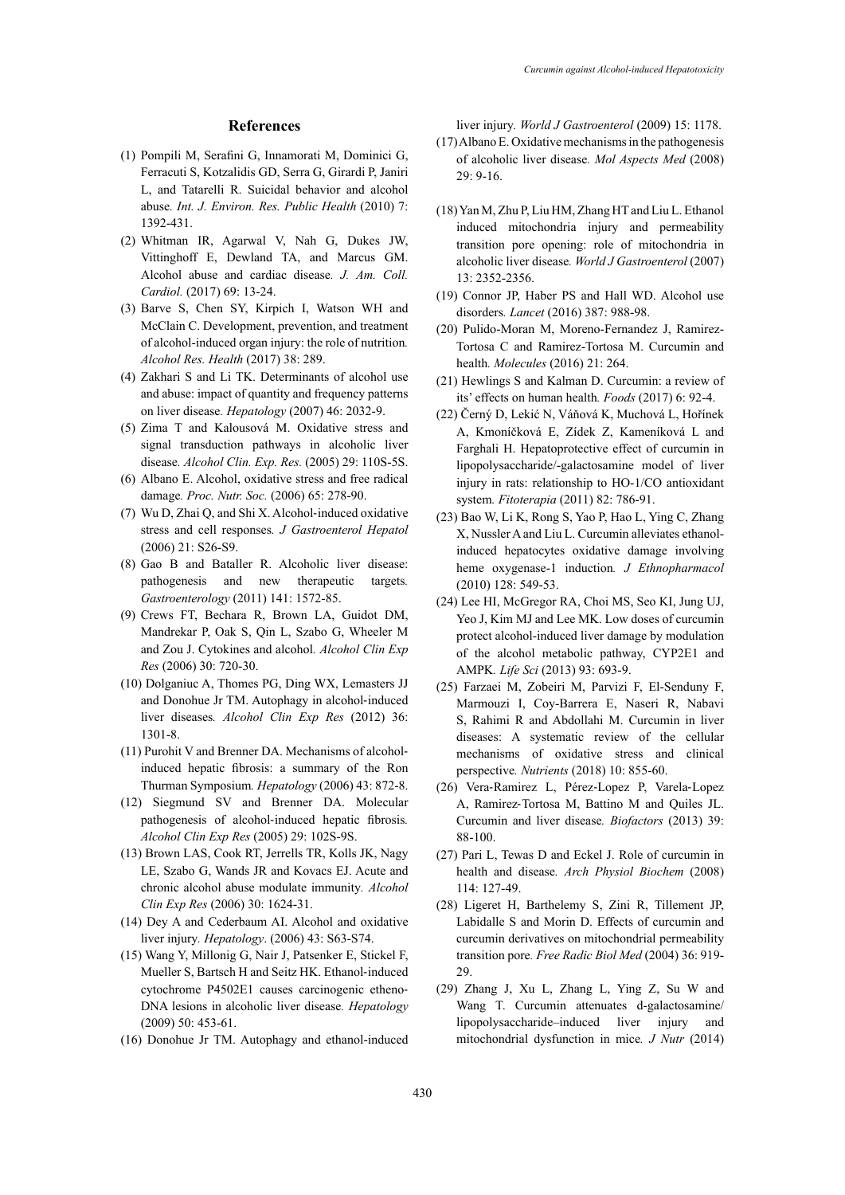## References

(1) Pompili M, Serafini G, Innamorati M, Dominici G, Ferracuti S, Kotzalidis GD, Serra G, Girardi P, Janiri L, and Tatarelli R. Suicidal behavior and alcohol abuse. *Int. J. Environ. Res. Public Health* (2010) 7: 1392-431.

(2) Whitman IR, Agarwal V, Nah G, Dukes JW, Vittinghoff E, Dewland TA, and Marcus GM. Alcohol abuse and cardiac disease. *J. Am. Coll. Cardiol.* (2017) 69: 13-24.

(3) Barve S, Chen SY, Kirpich I, Watson WH and McClain C. Development, prevention, and treatment of alcohol-induced organ injury: the role of nutrition. *Alcohol Res. Health* (2017) 38: 289.

(4) Zakhari S and Li TK. Determinants of alcohol use and abuse: impact of quantity and frequency patterns on liver disease. *Hepatology* (2007) 46: 2032-9.

(5) Zima T and Kalousová M. Oxidative stress and signal transduction pathways in alcoholic liver disease. *Alcohol Clin. Exp. Res.* (2005) 29: 110S-5S.

(6) Albano E. Alcohol, oxidative stress and free radical damage. *Proc. Nutr. Soc.* (2006) 65: 278-90.

(7) Wu D, Zhai Q, and Shi X. Alcohol-induced oxidative stress and cell responses. *J Gastroenterol Hepatol* (2006) 21: S26-S9.

(8) Gao B and Bataller R. Alcoholic liver disease: pathogenesis and new therapeutic targets. *Gastroenterology* (2011) 141: 1572-85.

(9) Crews FT, Bechara R, Brown LA, Guidot DM, Mandrekar P, Oak S, Qin L, Szabo G, Wheeler M and Zou J. Cytokines and alcohol. *Alcohol Clin Exp Res* (2006) 30: 720-30.

(10) Dolganiuc A, Thomes PG, Ding WX, Lemasters JJ and Donohue Jr TM. Autophagy in alcohol-induced liver diseases. *Alcohol Clin Exp Res* (2012) 36: 1301-8.

(11) Purohit V and Brenner DA. Mechanisms of alcohol-induced hepatic fibrosis: a summary of the Ron Thurman Symposium. *Hepatology* (2006) 43: 872-8.

(12) Siegmund SV and Brenner DA. Molecular pathogenesis of alcohol-induced hepatic fibrosis. *Alcohol Clin Exp Res* (2005) 29: 102S-9S.

(13) Brown LAS, Cook RT, Jerrells TR, Kolls JK, Nagy LE, Szabo G, Wands JR and Kovacs EJ. Acute and chronic alcohol abuse modulate immunity. *Alcohol Clin Exp Res* (2006) 30: 1624-31.

(14) Dey A and Cederbaum AI. Alcohol and oxidative liver injury. *Hepatology*. (2006) 43: S63-S74.

(15) Wang Y, Millonig G, Nair J, Patsenker E, Stickel F, Mueller S, Bartsch H and Seitz HK. Ethanol-induced cytochrome P4502E1 causes carcinogenic etheno-DNA lesions in alcoholic liver disease. *Hepatology* (2009) 50: 453-61.

(16) Donohue Jr TM. Autophagy and ethanol-induced liver injury. *World J Gastroenterol* (2009) 15: 1178.

(17) Albano E. Oxidative mechanisms in the pathogenesis of alcoholic liver disease. *Mol Aspects Med* (2008) 29: 9-16.

(18) Yan M, Zhu P, Liu HM, Zhang HT and Liu L. Ethanol induced mitochondria injury and permeability transition pore opening: role of mitochondria in alcoholic liver disease. *World J Gastroenterol* (2007) 13: 2352-2356.

(19) Connor JP, Haber PS and Hall WD. Alcohol use disorders. *Lancet* (2016) 387: 988-98.

(20) Pulido-Moran M, Moreno-Fernandez J, Ramirez-Tortosa C and Ramirez-Tortosa M. Curcumin and health. *Molecules* (2016) 21: 264.

(21) Hewlings S and Kalman D. Curcumin: a review of its' effects on human health. *Foods* (2017) 6: 92-4.

(22) Černý D, Lekić N, Váňová K, Muchová L, Hořínek A, Kmoníčková E, Zídek Z, Kameníková L and Farghali H. Hepatoprotective effect of curcumin in lipopolysaccharide/-galactosamine model of liver injury in rats: relationship to HO-1/CO antioxidant system. *Fitoterapia* (2011) 82: 786-91.

(23) Bao W, Li K, Rong S, Yao P, Hao L, Ying C, Zhang X, Nussler A and Liu L. Curcumin alleviates ethanol-induced hepatocytes oxidative damage involving heme oxygenase-1 induction. *J Ethnopharmacol* (2010) 128: 549-53.

(24) Lee HI, McGregor RA, Choi MS, Seo KI, Jung UJ, Yeo J, Kim MJ and Lee MK. Low doses of curcumin protect alcohol-induced liver damage by modulation of the alcohol metabolic pathway, CYP2E1 and AMPK. *Life Sci* (2013) 93: 693-9.

(25) Farzaei M, Zobeiri M, Parvizi F, El-Senduny F, Marmouzi I, Coy-Barrera E, Naseri R, Nabavi S, Rahimi R and Abdollahi M. Curcumin in liver diseases: A systematic review of the cellular mechanisms of oxidative stress and clinical perspective. *Nutrients* (2018) 10: 855-60.

(26) Vera-Ramirez L, Pérez-Lopez P, Varela-Lopez A, Ramirez-Tortosa M, Battino M and Quiles JL. Curcumin and liver disease. *Biofactors* (2013) 39: 88-100.

(27) Pari L, Tewas D and Eckel J. Role of curcumin in health and disease. *Arch Physiol Biochem* (2008) 114: 127-49.

(28) Ligeret H, Barthelemy S, Zini R, Tillement JP, Labidalle S and Morin D. Effects of curcumin and curcumin derivatives on mitochondrial permeability transition pore. *Free Radic Biol Med* (2004) 36: 919-29.

(29) Zhang J, Xu L, Zhang L, Ying Z, Su W and Wang T. Curcumin attenuates d-galactosamine/lipopolysaccharide–induced liver injury and mitochondrial dysfunction in mice. *J Nutr* (2014)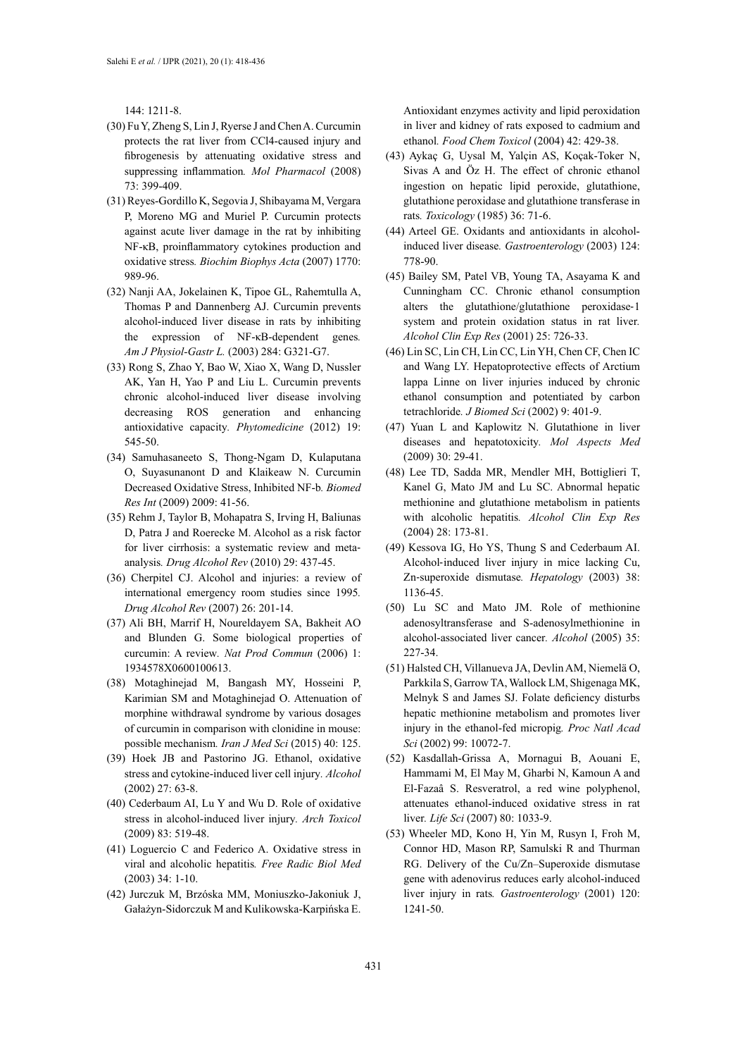144: 1211-8.

(30) Fu Y, Zheng S, Lin J, Ryerse J and Chen A. Curcumin protects the rat liver from CCl4-caused injury and fibrogenesis by attenuating oxidative stress and suppressing inflammation. *Mol Pharmacol* (2008) 73: 399-409.

(31) Reyes-Gordillo K, Segovia J, Shibayama M, Vergara P, Moreno MG and Muriel P. Curcumin protects against acute liver damage in the rat by inhibiting NF-κB, proinflammatory cytokines production and oxidative stress. *Biochim Biophys Acta* (2007) 1770: 989-96.

(32) Nanji AA, Jokelainen K, Tipoe GL, Rahemtulla A, Thomas P and Dannenberg AJ. Curcumin prevents alcohol-induced liver disease in rats by inhibiting the expression of NF-κB-dependent genes. *Am J Physiol-Gastr L.* (2003) 284: G321-G7.

(33) Rong S, Zhao Y, Bao W, Xiao X, Wang D, Nussler AK, Yan H, Yao P and Liu L. Curcumin prevents chronic alcohol-induced liver disease involving decreasing ROS generation and enhancing antioxidative capacity. *Phytomedicine* (2012) 19: 545-50.

(34) Samuhasaneeto S, Thong-Ngam D, Kulaputana O, Suyasunanont D and Klaikeaw N. Curcumin Decreased Oxidative Stress, Inhibited NF-b. *Biomed Res Int* (2009) 2009: 41-56.

(35) Rehm J, Taylor B, Mohapatra S, Irving H, Baliunas D, Patra J and Roerecke M. Alcohol as a risk factor for liver cirrhosis: a systematic review and meta-analysis. *Drug Alcohol Rev* (2010) 29: 437-45.

(36) Cherpitel CJ. Alcohol and injuries: a review of international emergency room studies since 1995. *Drug Alcohol Rev* (2007) 26: 201-14.

(37) Ali BH, Marrif H, Noureldayem SA, Bakheit AO and Blunden G. Some biological properties of curcumin: A review. *Nat Prod Commun* (2006) 1: 1934578X0600100613.

(38) Motaghinejad M, Bangash MY, Hosseini P, Karimian SM and Motaghinejad O. Attenuation of morphine withdrawal syndrome by various dosages of curcumin in comparison with clonidine in mouse: possible mechanism. *Iran J Med Sci* (2015) 40: 125.

(39) Hoek JB and Pastorino JG. Ethanol, oxidative stress and cytokine-induced liver cell injury. *Alcohol* (2002) 27: 63-8.

(40) Cederbaum AI, Lu Y and Wu D. Role of oxidative stress in alcohol-induced liver injury. *Arch Toxicol* (2009) 83: 519-48.

(41) Loguercio C and Federico A. Oxidative stress in viral and alcoholic hepatitis. *Free Radic Biol Med* (2003) 34: 1-10.

(42) Jurczuk M, Brzóska MM, Moniuszko-Jakoniuk J, Gałażyn-Sidorczuk M and Kulikowska-Karpińska E. Antioxidant enzymes activity and lipid peroxidation in liver and kidney of rats exposed to cadmium and ethanol. *Food Chem Toxicol* (2004) 42: 429-38.

(43) Aykaç G, Uysal M, Yalçin AS, Koçak-Toker N, Sivas A and Öz H. The effect of chronic ethanol ingestion on hepatic lipid peroxide, glutathione, glutathione peroxidase and glutathione transferase in rats. *Toxicology* (1985) 36: 71-6.

(44) Arteel GE. Oxidants and antioxidants in alcohol-induced liver disease. *Gastroenterology* (2003) 124: 778-90.

(45) Bailey SM, Patel VB, Young TA, Asayama K and Cunningham CC. Chronic ethanol consumption alters the glutathione/glutathione peroxidase-1 system and protein oxidation status in rat liver. *Alcohol Clin Exp Res* (2001) 25: 726-33.

(46) Lin SC, Lin CH, Lin CC, Lin YH, Chen CF, Chen IC and Wang LY. Hepatoprotective effects of Arctium lappa Linne on liver injuries induced by chronic ethanol consumption and potentiated by carbon tetrachloride. *J Biomed Sci* (2002) 9: 401-9.

(47) Yuan L and Kaplowitz N. Glutathione in liver diseases and hepatotoxicity. *Mol Aspects Med* (2009) 30: 29-41.

(48) Lee TD, Sadda MR, Mendler MH, Bottiglieri T, Kanel G, Mato JM and Lu SC. Abnormal hepatic methionine and glutathione metabolism in patients with alcoholic hepatitis. *Alcohol Clin Exp Res* (2004) 28: 173-81.

(49) Kessova IG, Ho YS, Thung S and Cederbaum AI. Alcohol-induced liver injury in mice lacking Cu, Zn-superoxide dismutase. *Hepatology* (2003) 38: 1136-45.

(50) Lu SC and Mato JM. Role of methionine adenosyltransferase and S-adenosylmethionine in alcohol-associated liver cancer. *Alcohol* (2005) 35: 227-34.

(51) Halsted CH, Villanueva JA, Devlin AM, Niemelä O, Parkkila S, Garrow TA, Wallock LM, Shigenaga MK, Melnyk S and James SJ. Folate deficiency disturbs hepatic methionine metabolism and promotes liver injury in the ethanol-fed micropig. *Proc Natl Acad Sci* (2002) 99: 10072-7.

(52) Kasdallah-Grissa A, Mornagui B, Aouani E, Hammami M, El May M, Gharbi N, Kamoun A and El-Fazaâ S. Resveratrol, a red wine polyphenol, attenuates ethanol-induced oxidative stress in rat liver. *Life Sci* (2007) 80: 1033-9.

(53) Wheeler MD, Kono H, Yin M, Rusyn I, Froh M, Connor HD, Mason RP, Samulski R and Thurman RG. Delivery of the Cu/Zn–Superoxide dismutase gene with adenovirus reduces early alcohol-induced liver injury in rats. *Gastroenterology* (2001) 120: 1241-50.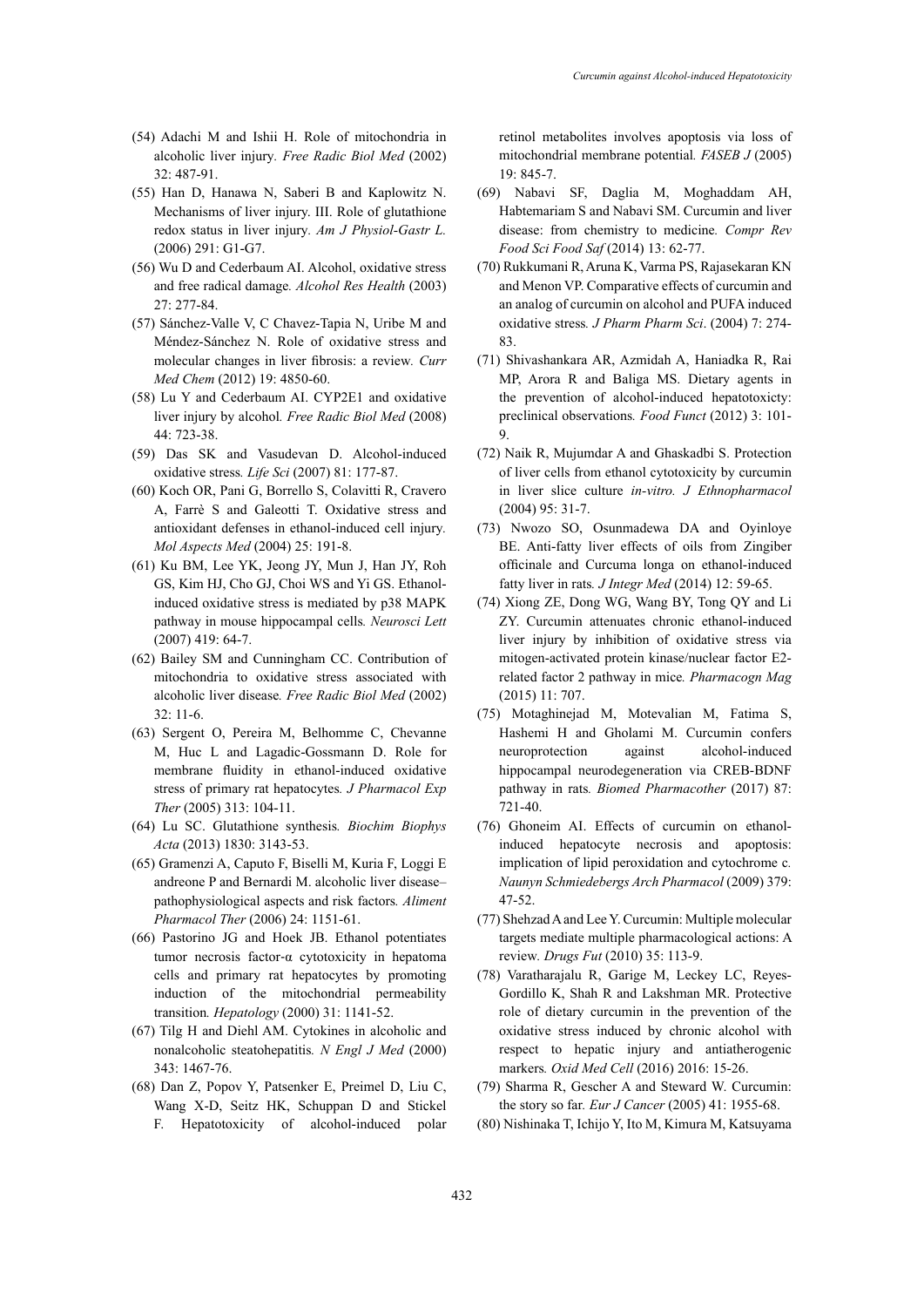(54) Adachi M and Ishii H. Role of mitochondria in alcoholic liver injury. *Free Radic Biol Med* (2002) 32: 487-91.

(55) Han D, Hanawa N, Saberi B and Kaplowitz N. Mechanisms of liver injury. III. Role of glutathione redox status in liver injury. *Am J Physiol-Gastr L.* (2006) 291: G1-G7.

(56) Wu D and Cederbaum AI. Alcohol, oxidative stress and free radical damage. *Alcohol Res Health* (2003) 27: 277-84.

(57) Sánchez-Valle V, C Chavez-Tapia N, Uribe M and Méndez-Sánchez N. Role of oxidative stress and molecular changes in liver fibrosis: a review. *Curr Med Chem* (2012) 19: 4850-60.

(58) Lu Y and Cederbaum AI. CYP2E1 and oxidative liver injury by alcohol. *Free Radic Biol Med* (2008) 44: 723-38.

(59) Das SK and Vasudevan D. Alcohol-induced oxidative stress. *Life Sci* (2007) 81: 177-87.

(60) Koch OR, Pani G, Borrello S, Colavitti R, Cravero A, Farrè S and Galeotti T. Oxidative stress and antioxidant defenses in ethanol-induced cell injury. *Mol Aspects Med* (2004) 25: 191-8.

(61) Ku BM, Lee YK, Jeong JY, Mun J, Han JY, Roh GS, Kim HJ, Cho GJ, Choi WS and Yi GS. Ethanol-induced oxidative stress is mediated by p38 MAPK pathway in mouse hippocampal cells. *Neurosci Lett* (2007) 419: 64-7.

(62) Bailey SM and Cunningham CC. Contribution of mitochondria to oxidative stress associated with alcoholic liver disease. *Free Radic Biol Med* (2002) 32: 11-6.

(63) Sergent O, Pereira M, Belhomme C, Chevanne M, Huc L and Lagadic-Gossmann D. Role for membrane fluidity in ethanol-induced oxidative stress of primary rat hepatocytes. *J Pharmacol Exp Ther* (2005) 313: 104-11.

(64) Lu SC. Glutathione synthesis. *Biochim Biophys Acta* (2013) 1830: 3143-53.

(65) Gramenzi A, Caputo F, Biselli M, Kuria F, Loggi E andreone P and Bernardi M. alcoholic liver disease–pathophysiological aspects and risk factors. *Aliment Pharmacol Ther* (2006) 24: 1151-61.

(66) Pastorino JG and Hoek JB. Ethanol potentiates tumor necrosis factor-α cytotoxicity in hepatoma cells and primary rat hepatocytes by promoting induction of the mitochondrial permeability transition. *Hepatology* (2000) 31: 1141-52.

(67) Tilg H and Diehl AM. Cytokines in alcoholic and nonalcoholic steatohepatitis. *N Engl J Med* (2000) 343: 1467-76.

(68) Dan Z, Popov Y, Patsenker E, Preimel D, Liu C, Wang X-D, Seitz HK, Schuppan D and Stickel F. Hepatotoxicity of alcohol-induced polar retinol metabolites involves apoptosis via loss of mitochondrial membrane potential. *FASEB J* (2005) 19: 845-7.

(69) Nabavi SF, Daglia M, Moghaddam AH, Habtemariam S and Nabavi SM. Curcumin and liver disease: from chemistry to medicine. *Compr Rev Food Sci Food Saf* (2014) 13: 62-77.

(70) Rukkumani R, Aruna K, Varma PS, Rajasekaran KN and Menon VP. Comparative effects of curcumin and an analog of curcumin on alcohol and PUFA induced oxidative stress. *J Pharm Pharm Sci*. (2004) 7: 274-83.

(71) Shivashankara AR, Azmidah A, Haniadka R, Rai MP, Arora R and Baliga MS. Dietary agents in the prevention of alcohol-induced hepatotoxicty: preclinical observations. *Food Funct* (2012) 3: 101-9.

(72) Naik R, Mujumdar A and Ghaskadbi S. Protection of liver cells from ethanol cytotoxicity by curcumin in liver slice culture *in-vitro*. *J Ethnopharmacol* (2004) 95: 31-7.

(73) Nwozo SO, Osunmadewa DA and Oyinloye BE. Anti-fatty liver effects of oils from Zingiber officinale and Curcuma longa on ethanol-induced fatty liver in rats. *J Integr Med* (2014) 12: 59-65.

(74) Xiong ZE, Dong WG, Wang BY, Tong QY and Li ZY. Curcumin attenuates chronic ethanol-induced liver injury by inhibition of oxidative stress via mitogen-activated protein kinase/nuclear factor E2-related factor 2 pathway in mice. *Pharmacogn Mag* (2015) 11: 707.

(75) Motaghinejad M, Motevalian M, Fatima S, Hashemi H and Gholami M. Curcumin confers neuroprotection against alcohol-induced hippocampal neurodegeneration via CREB-BDNF pathway in rats. *Biomed Pharmacother* (2017) 87: 721-40.

(76) Ghoneim AI. Effects of curcumin on ethanol-induced hepatocyte necrosis and apoptosis: implication of lipid peroxidation and cytochrome c. *Naunyn Schmiedebergs Arch Pharmacol* (2009) 379: 47-52.

(77) Shehzad A and Lee Y. Curcumin: Multiple molecular targets mediate multiple pharmacological actions: A review. *Drugs Fut* (2010) 35: 113-9.

(78) Varatharajalu R, Garige M, Leckey LC, Reyes-Gordillo K, Shah R and Lakshman MR. Protective role of dietary curcumin in the prevention of the oxidative stress induced by chronic alcohol with respect to hepatic injury and antiatherogenic markers. *Oxid Med Cell* (2016) 2016: 15-26.

(79) Sharma R, Gescher A and Steward W. Curcumin: the story so far. *Eur J Cancer* (2005) 41: 1955-68.

(80) Nishinaka T, Ichijo Y, Ito M, Kimura M, Katsuyama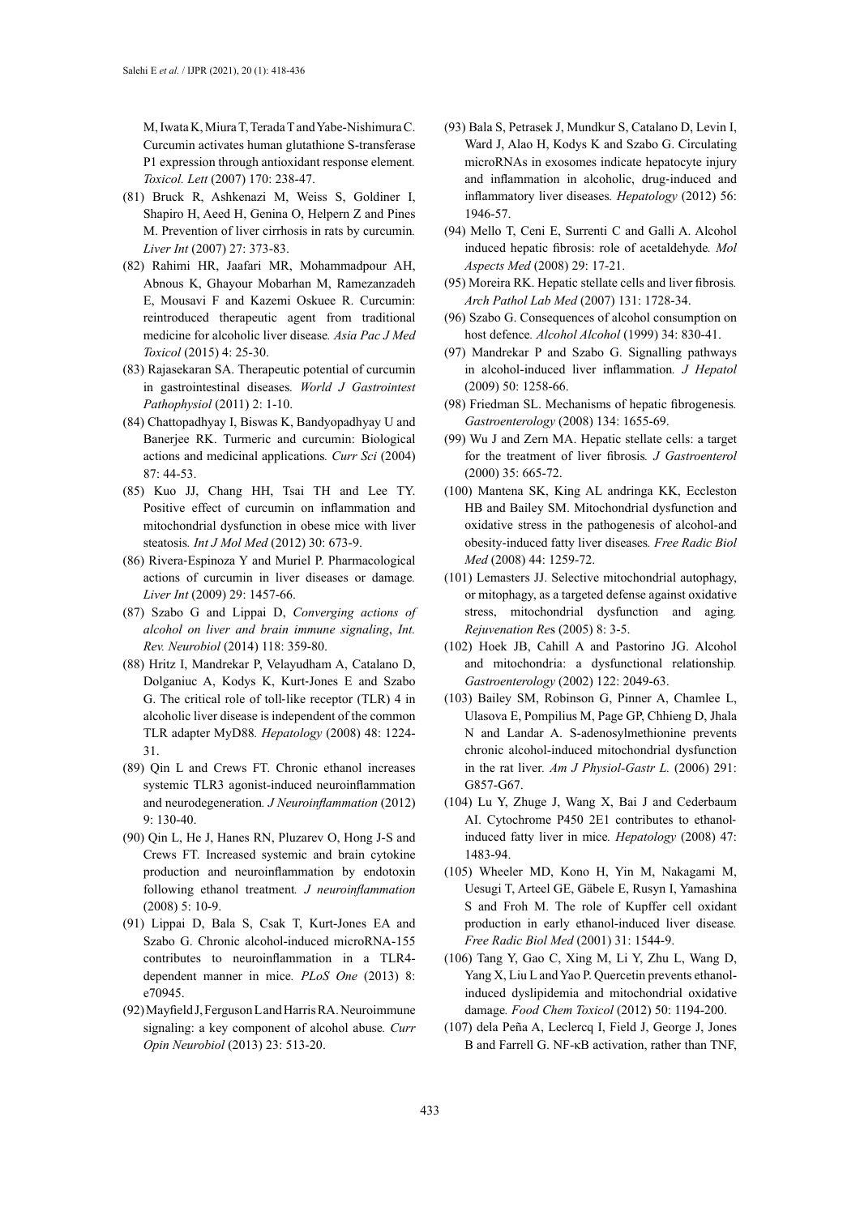M, Iwata K, Miura T, Terada T and Yabe-Nishimura C. Curcumin activates human glutathione S-transferase P1 expression through antioxidant response element. *Toxicol. Lett* (2007) 170: 238-47.

(81) Bruck R, Ashkenazi M, Weiss S, Goldiner I, Shapiro H, Aeed H, Genina O, Helpern Z and Pines M. Prevention of liver cirrhosis in rats by curcumin. *Liver Int* (2007) 27: 373-83.

(82) Rahimi HR, Jaafari MR, Mohammadpour AH, Abnous K, Ghayour Mobarhan M, Ramezanzadeh E, Mousavi F and Kazemi Oskuee R. Curcumin: reintroduced therapeutic agent from traditional medicine for alcoholic liver disease. *Asia Pac J Med Toxicol* (2015) 4: 25-30.

(83) Rajasekaran SA. Therapeutic potential of curcumin in gastrointestinal diseases. *World J Gastrointest Pathophysiol* (2011) 2: 1-10.

(84) Chattopadhyay I, Biswas K, Bandyopadhyay U and Banerjee RK. Turmeric and curcumin: Biological actions and medicinal applications. *Curr Sci* (2004) 87: 44-53.

(85) Kuo JJ, Chang HH, Tsai TH and Lee TY. Positive effect of curcumin on inflammation and mitochondrial dysfunction in obese mice with liver steatosis. *Int J Mol Med* (2012) 30: 673-9.

(86) Rivera-Espinoza Y and Muriel P. Pharmacological actions of curcumin in liver diseases or damage. *Liver Int* (2009) 29: 1457-66.

(87) Szabo G and Lippai D, *Converging actions of alcohol on liver and brain immune signaling*, *Int. Rev. Neurobiol* (2014) 118: 359-80.

(88) Hritz I, Mandrekar P, Velayudham A, Catalano D, Dolganiuc A, Kodys K, Kurt-Jones E and Szabo G. The critical role of toll-like receptor (TLR) 4 in alcoholic liver disease is independent of the common TLR adapter MyD88. *Hepatology* (2008) 48: 1224-31.

(89) Qin L and Crews FT. Chronic ethanol increases systemic TLR3 agonist-induced neuroinflammation and neurodegeneration. *J Neuroinflammation* (2012) 9: 130-40.

(90) Qin L, He J, Hanes RN, Pluzarev O, Hong J-S and Crews FT. Increased systemic and brain cytokine production and neuroinflammation by endotoxin following ethanol treatment. *J neuroinflammation* (2008) 5: 10-9.

(91) Lippai D, Bala S, Csak T, Kurt-Jones EA and Szabo G. Chronic alcohol-induced microRNA-155 contributes to neuroinflammation in a TLR4-dependent manner in mice. *PLoS One* (2013) 8: e70945.

(92) Mayfield J, Ferguson L and Harris RA. Neuroimmune signaling: a key component of alcohol abuse. *Curr Opin Neurobiol* (2013) 23: 513-20.

(93) Bala S, Petrasek J, Mundkur S, Catalano D, Levin I, Ward J, Alao H, Kodys K and Szabo G. Circulating microRNAs in exosomes indicate hepatocyte injury and inflammation in alcoholic, drug-induced and inflammatory liver diseases. *Hepatology* (2012) 56: 1946-57.

(94) Mello T, Ceni E, Surrenti C and Galli A. Alcohol induced hepatic fibrosis: role of acetaldehyde. *Mol Aspects Med* (2008) 29: 17-21.

(95) Moreira RK. Hepatic stellate cells and liver fibrosis. *Arch Pathol Lab Med* (2007) 131: 1728-34.

(96) Szabo G. Consequences of alcohol consumption on host defence. *Alcohol Alcohol* (1999) 34: 830-41.

(97) Mandrekar P and Szabo G. Signalling pathways in alcohol-induced liver inflammation. *J Hepatol* (2009) 50: 1258-66.

(98) Friedman SL. Mechanisms of hepatic fibrogenesis. *Gastroenterology* (2008) 134: 1655-69.

(99) Wu J and Zern MA. Hepatic stellate cells: a target for the treatment of liver fibrosis. *J Gastroenterol* (2000) 35: 665-72.

(100) Mantena SK, King AL andringa KK, Eccleston HB and Bailey SM. Mitochondrial dysfunction and oxidative stress in the pathogenesis of alcohol-and obesity-induced fatty liver diseases. *Free Radic Biol Med* (2008) 44: 1259-72.

(101) Lemasters JJ. Selective mitochondrial autophagy, or mitophagy, as a targeted defense against oxidative stress, mitochondrial dysfunction and aging. *Rejuvenation Res* (2005) 8: 3-5.

(102) Hoek JB, Cahill A and Pastorino JG. Alcohol and mitochondria: a dysfunctional relationship. *Gastroenterology* (2002) 122: 2049-63.

(103) Bailey SM, Robinson G, Pinner A, Chamlee L, Ulasova E, Pompilius M, Page GP, Chhieng D, Jhala N and Landar A. S-adenosylmethionine prevents chronic alcohol-induced mitochondrial dysfunction in the rat liver. *Am J Physiol-Gastr L.* (2006) 291: G857-G67.

(104) Lu Y, Zhuge J, Wang X, Bai J and Cederbaum AI. Cytochrome P450 2E1 contributes to ethanol-induced fatty liver in mice. *Hepatology* (2008) 47: 1483-94.

(105) Wheeler MD, Kono H, Yin M, Nakagami M, Uesugi T, Arteel GE, Gäbele E, Rusyn I, Yamashina S and Froh M. The role of Kupffer cell oxidant production in early ethanol-induced liver disease. *Free Radic Biol Med* (2001) 31: 1544-9.

(106) Tang Y, Gao C, Xing M, Li Y, Zhu L, Wang D, Yang X, Liu L and Yao P. Quercetin prevents ethanol-induced dyslipidemia and mitochondrial oxidative damage. *Food Chem Toxicol* (2012) 50: 1194-200.

(107) dela Peña A, Leclercq I, Field J, George J, Jones B and Farrell G. NF-κB activation, rather than TNF,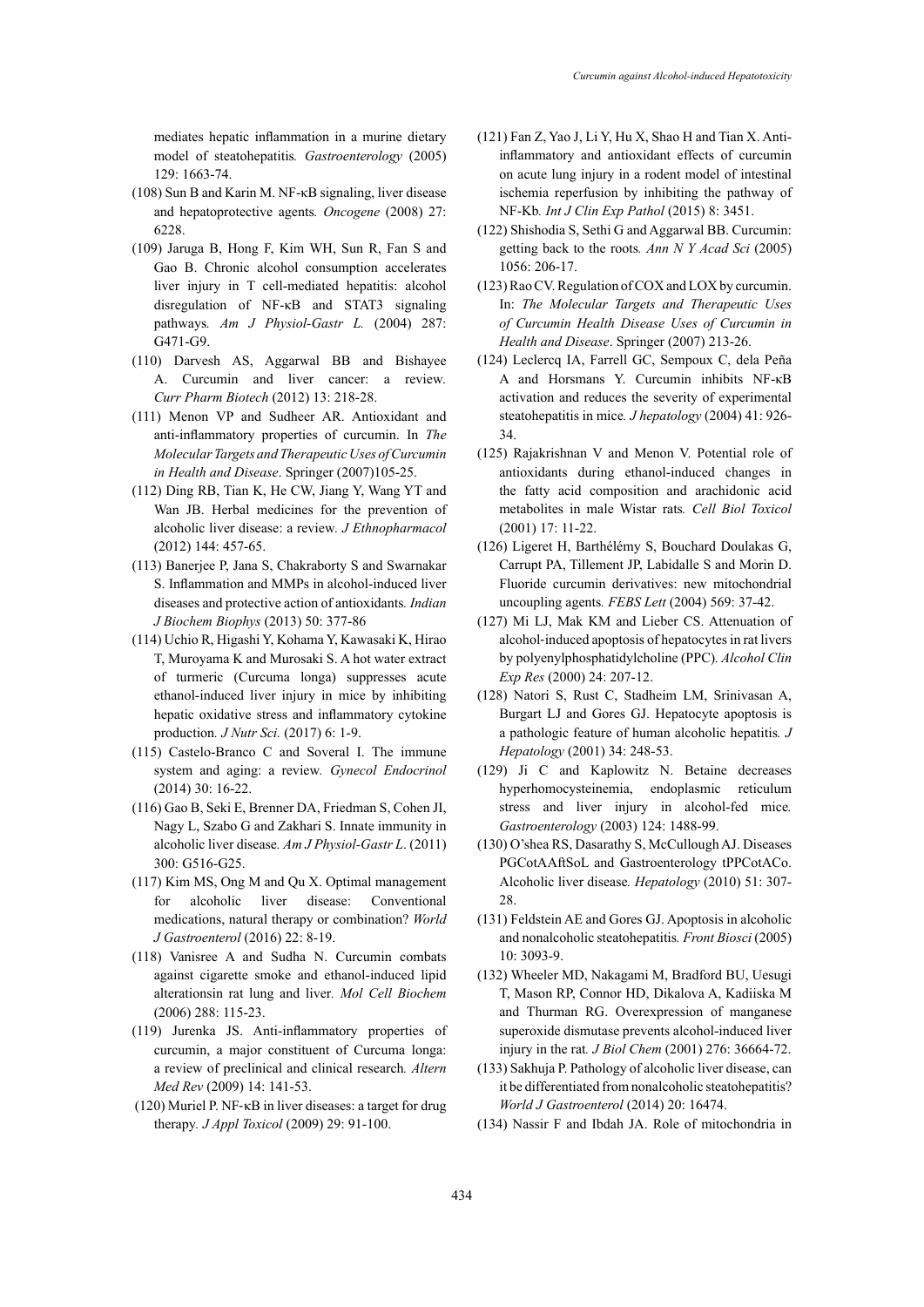mediates hepatic inflammation in a murine dietary model of steatohepatitis. *Gastroenterology* (2005) 129: 1663-74.

(108) Sun B and Karin M. NF-κB signaling, liver disease and hepatoprotective agents. *Oncogene* (2008) 27: 6228.

(109) Jaruga B, Hong F, Kim WH, Sun R, Fan S and Gao B. Chronic alcohol consumption accelerates liver injury in T cell-mediated hepatitis: alcohol disregulation of NF-κB and STAT3 signaling pathways. *Am J Physiol-Gastr L.* (2004) 287: G471-G9.

(110) Darvesh AS, Aggarwal BB and Bishayee A. Curcumin and liver cancer: a review. *Curr Pharm Biotech* (2012) 13: 218-28.

(111) Menon VP and Sudheer AR. Antioxidant and anti-inflammatory properties of curcumin. In *The Molecular Targets and Therapeutic Uses of Curcumin in Health and Disease*. Springer (2007)105-25.

(112) Ding RB, Tian K, He CW, Jiang Y, Wang YT and Wan JB. Herbal medicines for the prevention of alcoholic liver disease: a review. *J Ethnopharmacol* (2012) 144: 457-65.

(113) Banerjee P, Jana S, Chakraborty S and Swarnakar S. Inflammation and MMPs in alcohol-induced liver diseases and protective action of antioxidants. *Indian J Biochem Biophys* (2013) 50: 377-86

(114) Uchio R, Higashi Y, Kohama Y, Kawasaki K, Hirao T, Muroyama K and Murosaki S. A hot water extract of turmeric (Curcuma longa) suppresses acute ethanol-induced liver injury in mice by inhibiting hepatic oxidative stress and inflammatory cytokine production. *J Nutr Sci.* (2017) 6: 1-9.

(115) Castelo-Branco C and Soveral I. The immune system and aging: a review. *Gynecol Endocrinol* (2014) 30: 16-22.

(116) Gao B, Seki E, Brenner DA, Friedman S, Cohen JI, Nagy L, Szabo G and Zakhari S. Innate immunity in alcoholic liver disease. *Am J Physiol-Gastr L*. (2011) 300: G516-G25.

(117) Kim MS, Ong M and Qu X. Optimal management for alcoholic liver disease: Conventional medications, natural therapy or combination? *World J Gastroenterol* (2016) 22: 8-19.

(118) Vanisree A and Sudha N. Curcumin combats against cigarette smoke and ethanol-induced lipid alterationsin rat lung and liver. *Mol Cell Biochem* (2006) 288: 115-23.

(119) Jurenka JS. Anti-inflammatory properties of curcumin, a major constituent of Curcuma longa: a review of preclinical and clinical research. *Altern Med Rev* (2009) 14: 141-53.

(120) Muriel P. NF-κB in liver diseases: a target for drug therapy. *J Appl Toxicol* (2009) 29: 91-100.

(121) Fan Z, Yao J, Li Y, Hu X, Shao H and Tian X. Anti-inflammatory and antioxidant effects of curcumin on acute lung injury in a rodent model of intestinal ischemia reperfusion by inhibiting the pathway of NF-Kb. *Int J Clin Exp Pathol* (2015) 8: 3451.

(122) Shishodia S, Sethi G and Aggarwal BB. Curcumin: getting back to the roots. *Ann N Y Acad Sci* (2005) 1056: 206-17.

(123) Rao CV. Regulation of COX and LOX by curcumin. In: *The Molecular Targets and Therapeutic Uses of Curcumin Health Disease Uses of Curcumin in Health and Disease*. Springer (2007) 213-26.

(124) Leclercq IA, Farrell GC, Sempoux C, dela Peña A and Horsmans Y. Curcumin inhibits NF-κB activation and reduces the severity of experimental steatohepatitis in mice. *J hepatology* (2004) 41: 926-34.

(125) Rajakrishnan V and Menon V. Potential role of antioxidants during ethanol-induced changes in the fatty acid composition and arachidonic acid metabolites in male Wistar rats. *Cell Biol Toxicol* (2001) 17: 11-22.

(126) Ligeret H, Barthélémy S, Bouchard Doulakas G, Carrupt PA, Tillement JP, Labidalle S and Morin D. Fluoride curcumin derivatives: new mitochondrial uncoupling agents. *FEBS Lett* (2004) 569: 37-42.

(127) Mi LJ, Mak KM and Lieber CS. Attenuation of alcohol-induced apoptosis of hepatocytes in rat livers by polyenylphosphatidylcholine (PPC). *Alcohol Clin Exp Res* (2000) 24: 207-12.

(128) Natori S, Rust C, Stadheim LM, Srinivasan A, Burgart LJ and Gores GJ. Hepatocyte apoptosis is a pathologic feature of human alcoholic hepatitis. *J Hepatology* (2001) 34: 248-53.

(129) Ji C and Kaplowitz N. Betaine decreases hyperhomocysteinemia, endoplasmic reticulum stress and liver injury in alcohol-fed mice. *Gastroenterology* (2003) 124: 1488-99.

(130) O'shea RS, Dasarathy S, McCullough AJ. Diseases PGCotAAftSoL and Gastroenterology tPPCotACo. Alcoholic liver disease. *Hepatology* (2010) 51: 307-28.

(131) Feldstein AE and Gores GJ. Apoptosis in alcoholic and nonalcoholic steatohepatitis. *Front Biosci* (2005) 10: 3093-9.

(132) Wheeler MD, Nakagami M, Bradford BU, Uesugi T, Mason RP, Connor HD, Dikalova A, Kadiiska M and Thurman RG. Overexpression of manganese superoxide dismutase prevents alcohol-induced liver injury in the rat. *J Biol Chem* (2001) 276: 36664-72.

(133) Sakhuja P. Pathology of alcoholic liver disease, can it be differentiated from nonalcoholic steatohepatitis? *World J Gastroenterol* (2014) 20: 16474.

(134) Nassir F and Ibdah JA. Role of mitochondria in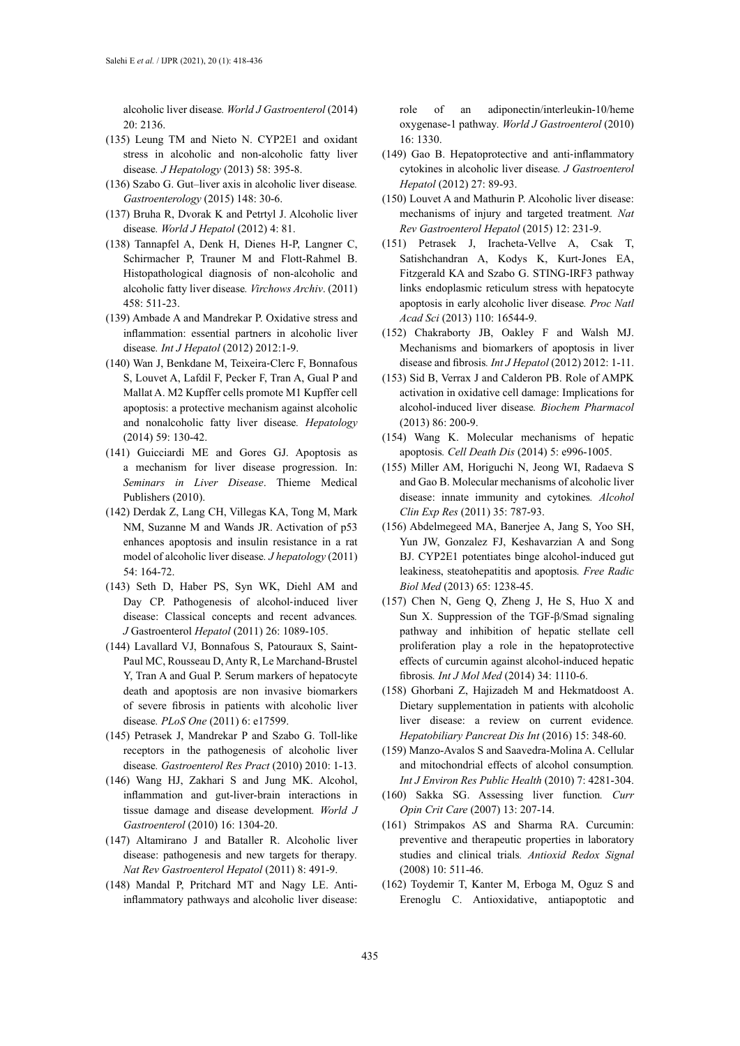alcoholic liver disease. *World J Gastroenterol* (2014) 20: 2136.

(135) Leung TM and Nieto N. CYP2E1 and oxidant stress in alcoholic and non-alcoholic fatty liver disease. *J Hepatology* (2013) 58: 395-8.

(136) Szabo G. Gut–liver axis in alcoholic liver disease. *Gastroenterology* (2015) 148: 30-6.

(137) Bruha R, Dvorak K and Petrtyl J. Alcoholic liver disease. *World J Hepatol* (2012) 4: 81.

(138) Tannapfel A, Denk H, Dienes H-P, Langner C, Schirmacher P, Trauner M and Flott-Rahmel B. Histopathological diagnosis of non-alcoholic and alcoholic fatty liver disease. *Virchows Archiv*. (2011) 458: 511-23.

(139) Ambade A and Mandrekar P. Oxidative stress and inflammation: essential partners in alcoholic liver disease. *Int J Hepatol* (2012) 2012:1-9.

(140) Wan J, Benkdane M, Teixeira-Clerc F, Bonnafous S, Louvet A, Lafdil F, Pecker F, Tran A, Gual P and Mallat A. M2 Kupffer cells promote M1 Kupffer cell apoptosis: a protective mechanism against alcoholic and nonalcoholic fatty liver disease. *Hepatology* (2014) 59: 130-42.

(141) Guicciardi ME and Gores GJ. Apoptosis as a mechanism for liver disease progression. In: *Seminars in Liver Disease*. Thieme Medical Publishers (2010).

(142) Derdak Z, Lang CH, Villegas KA, Tong M, Mark NM, Suzanne M and Wands JR. Activation of p53 enhances apoptosis and insulin resistance in a rat model of alcoholic liver disease. *J hepatology* (2011) 54: 164-72.

(143) Seth D, Haber PS, Syn WK, Diehl AM and Day CP. Pathogenesis of alcohol-induced liver disease: Classical concepts and recent advances. *J* Gastroenterol *Hepatol* (2011) 26: 1089-105.

(144) Lavallard VJ, Bonnafous S, Patouraux S, Saint-Paul MC, Rousseau D, Anty R, Le Marchand-Brustel Y, Tran A and Gual P. Serum markers of hepatocyte death and apoptosis are non invasive biomarkers of severe fibrosis in patients with alcoholic liver disease. *PLoS One* (2011) 6: e17599.

(145) Petrasek J, Mandrekar P and Szabo G. Toll-like receptors in the pathogenesis of alcoholic liver disease. *Gastroenterol Res Pract* (2010) 2010: 1-13.

(146) Wang HJ, Zakhari S and Jung MK. Alcohol, inflammation and gut-liver-brain interactions in tissue damage and disease development. *World J Gastroenterol* (2010) 16: 1304-20.

(147) Altamirano J and Bataller R. Alcoholic liver disease: pathogenesis and new targets for therapy. *Nat Rev Gastroenterol Hepatol* (2011) 8: 491-9.

(148) Mandal P, Pritchard MT and Nagy LE. Anti-inflammatory pathways and alcoholic liver disease: role of an adiponectin/interleukin-10/heme oxygenase-1 pathway. *World J Gastroenterol* (2010) 16: 1330.

(149) Gao B. Hepatoprotective and anti-inflammatory cytokines in alcoholic liver disease. *J Gastroenterol Hepatol* (2012) 27: 89-93.

(150) Louvet A and Mathurin P. Alcoholic liver disease: mechanisms of injury and targeted treatment. *Nat Rev Gastroenterol Hepatol* (2015) 12: 231-9.

(151) Petrasek J, Iracheta-Vellve A, Csak T, Satishchandran A, Kodys K, Kurt-Jones EA, Fitzgerald KA and Szabo G. STING-IRF3 pathway links endoplasmic reticulum stress with hepatocyte apoptosis in early alcoholic liver disease. *Proc Natl Acad Sci* (2013) 110: 16544-9.

(152) Chakraborty JB, Oakley F and Walsh MJ. Mechanisms and biomarkers of apoptosis in liver disease and fibrosis. *Int J Hepatol* (2012) 2012: 1-11.

(153) Sid B, Verrax J and Calderon PB. Role of AMPK activation in oxidative cell damage: Implications for alcohol-induced liver disease. *Biochem Pharmacol* (2013) 86: 200-9.

(154) Wang K. Molecular mechanisms of hepatic apoptosis. *Cell Death Dis* (2014) 5: e996-1005.

(155) Miller AM, Horiguchi N, Jeong WI, Radaeva S and Gao B. Molecular mechanisms of alcoholic liver disease: innate immunity and cytokines. *Alcohol Clin Exp Res* (2011) 35: 787-93.

(156) Abdelmegeed MA, Banerjee A, Jang S, Yoo SH, Yun JW, Gonzalez FJ, Keshavarzian A and Song BJ. CYP2E1 potentiates binge alcohol-induced gut leakiness, steatohepatitis and apoptosis. *Free Radic Biol Med* (2013) 65: 1238-45.

(157) Chen N, Geng Q, Zheng J, He S, Huo X and Sun X. Suppression of the TGF-β/Smad signaling pathway and inhibition of hepatic stellate cell proliferation play a role in the hepatoprotective effects of curcumin against alcohol-induced hepatic fibrosis. *Int J Mol Med* (2014) 34: 1110-6.

(158) Ghorbani Z, Hajizadeh M and Hekmatdoost A. Dietary supplementation in patients with alcoholic liver disease: a review on current evidence. *Hepatobiliary Pancreat Dis Int* (2016) 15: 348-60.

(159) Manzo-Avalos S and Saavedra-Molina A. Cellular and mitochondrial effects of alcohol consumption. *Int J Environ Res Public Health* (2010) 7: 4281-304.

(160) Sakka SG. Assessing liver function. *Curr Opin Crit Care* (2007) 13: 207-14.

(161) Strimpakos AS and Sharma RA. Curcumin: preventive and therapeutic properties in laboratory studies and clinical trials. *Antioxid Redox Signal* (2008) 10: 511-46.

(162) Toydemir T, Kanter M, Erboga M, Oguz S and Erenoglu C. Antioxidative, antiapoptotic and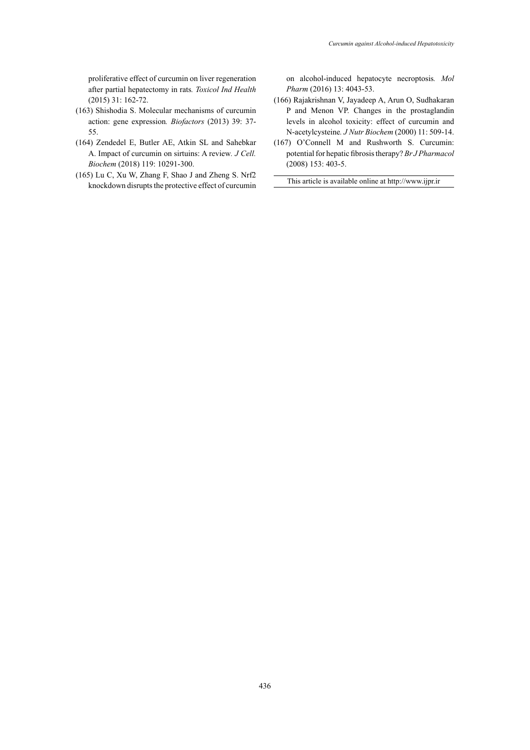proliferative effect of curcumin on liver regeneration after partial hepatectomy in rats. *Toxicol Ind Health* (2015) 31: 162-72.

(163) Shishodia S. Molecular mechanisms of curcumin action: gene expression. *Biofactors* (2013) 39: 37-55.

(164) Zendedel E, Butler AE, Atkin SL and Sahebkar A. Impact of curcumin on sirtuins: A review. *J Cell. Biochem* (2018) 119: 10291-300.

(165) Lu C, Xu W, Zhang F, Shao J and Zheng S. Nrf2 knockdown disrupts the protective effect of curcumin on alcohol-induced hepatocyte necroptosis. *Mol Pharm* (2016) 13: 4043-53.

(166) Rajakrishnan V, Jayadeep A, Arun O, Sudhakaran P and Menon VP. Changes in the prostaglandin levels in alcohol toxicity: effect of curcumin and N-acetylcysteine. *J Nutr Biochem* (2000) 11: 509-14.

(167) O'Connell M and Rushworth S. Curcumin: potential for hepatic fibrosis therapy? *Br J Pharmacol* (2008) 153: 403-5.

This article is available online at http://www.ijpr.ir